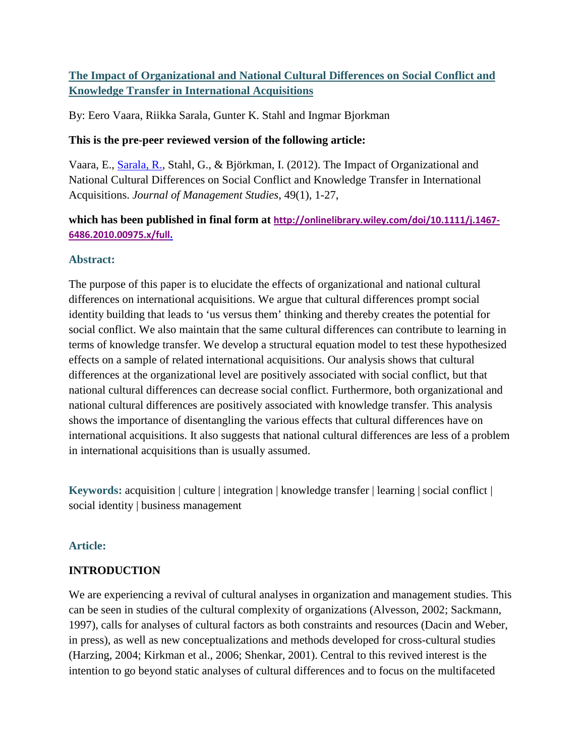## [The Impact of Organizational and National Cultural Differences on Social Conflict and Knowledge Transfer in International Acquisitions](http://onlinelibrary.wiley.com/doi/10.1111/j.1467-6486.2010.00975.x/full)

By: Eero Vaara, Riikka Sarala, Gunter K. Stahl and Ingmar Bjorkman

**This is the pre-peer reviewed version of the following article:**

Vaara, E., Sarala, R., Stahl, G., & Björkman, I. (2012). The Impact of Organizational and National Cultural Differences on Social Conflict and Knowledge Transfer in International Acquisitions. *Journal of Management Studies*, 49(1), 1-27,

**which has been published in final form at** [http://onlinelibrary.wiley.com/doi/10.1111/j.1467-6486.2010.00975.x/full.](http://onlinelibrary.wiley.com/doi/10.1111/j.1467-6486.2010.00975.x/full)

### Abstract:

The purpose of this paper is to elucidate the effects of organizational and national cultural differences on international acquisitions. We argue that cultural differences prompt social identity building that leads to 'us versus them' thinking and thereby creates the potential for social conflict. We also maintain that the same cultural differences can contribute to learning in terms of knowledge transfer. We develop a structural equation model to test these hypothesized effects on a sample of related international acquisitions. Our analysis shows that cultural differences at the organizational level are positively associated with social conflict, but that national cultural differences can decrease social conflict. Furthermore, both organizational and national cultural differences are positively associated with knowledge transfer. This analysis shows the importance of disentangling the various effects that cultural differences have on international acquisitions. It also suggests that national cultural differences are less of a problem in international acquisitions than is usually assumed.

**Keywords:** acquisition | culture | integration | knowledge transfer | learning | social conflict | social identity | business management

### Article:

## INTRODUCTION

We are experiencing a revival of cultural analyses in organization and management studies. This can be seen in studies of the cultural complexity of organizations (Alvesson, 2002; Sackmann, 1997), calls for analyses of cultural factors as both constraints and resources (Dacin and Weber, in press), as well as new conceptualizations and methods developed for cross-cultural studies (Harzing, 2004; Kirkman et al., 2006; Shenkar, 2001). Central to this revived interest is the intention to go beyond static analyses of cultural differences and to focus on the multifaceted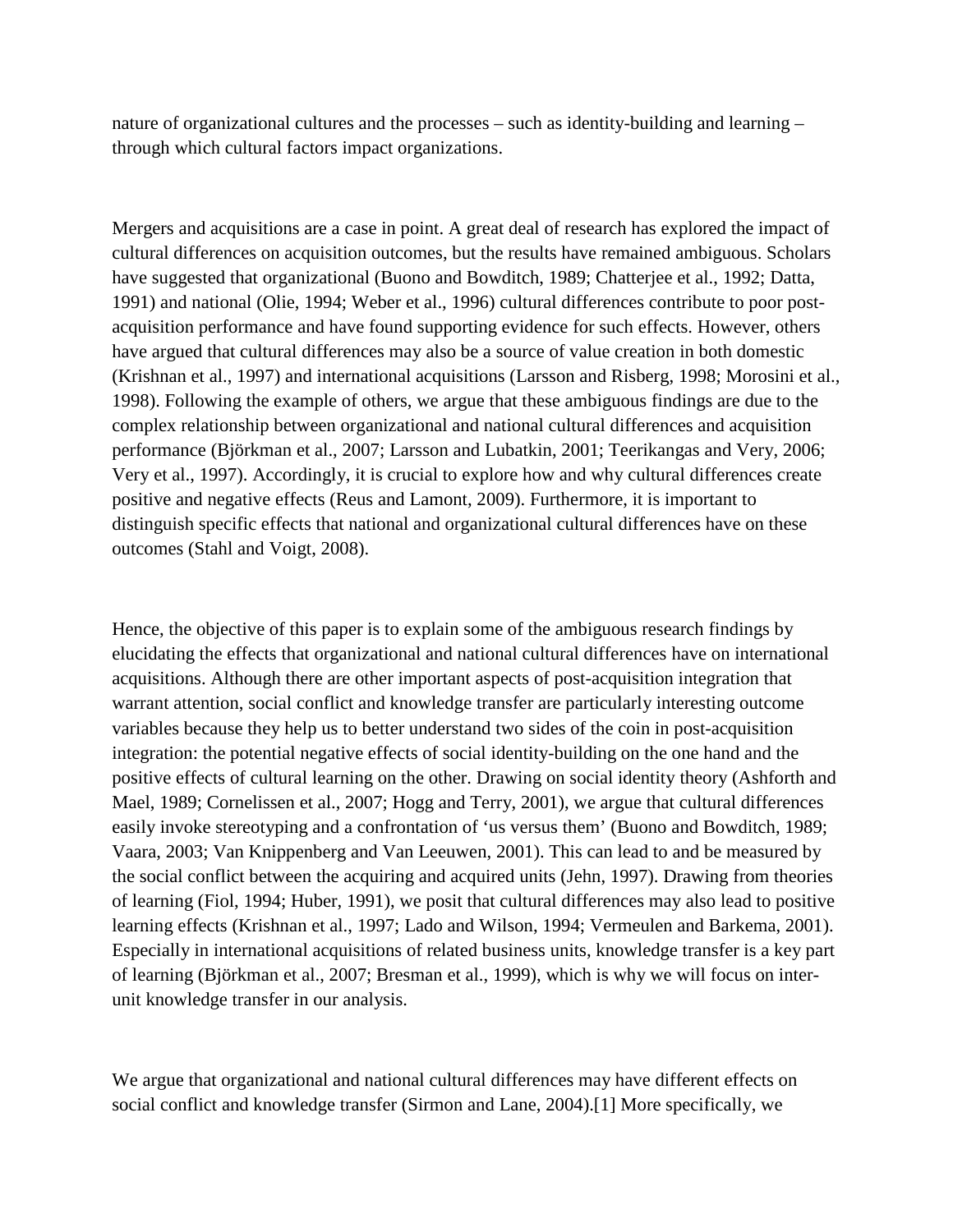nature of organizational cultures and the processes – such as identity-building and learning – through which cultural factors impact organizations.

Mergers and acquisitions are a case in point. A great deal of research has explored the impact of cultural differences on acquisition outcomes, but the results have remained ambiguous. Scholars have suggested that organizational (Buono and Bowditch, 1989; Chatterjee et al., 1992; Datta, 1991) and national (Olie, 1994; Weber et al., 1996) cultural differences contribute to poor post-acquisition performance and have found supporting evidence for such effects. However, others have argued that cultural differences may also be a source of value creation in both domestic (Krishnan et al., 1997) and international acquisitions (Larsson and Risberg, 1998; Morosini et al., 1998). Following the example of others, we argue that these ambiguous findings are due to the complex relationship between organizational and national cultural differences and acquisition performance (Björkman et al., 2007; Larsson and Lubatkin, 2001; Teerikangas and Very, 2006; Very et al., 1997). Accordingly, it is crucial to explore how and why cultural differences create positive and negative effects (Reus and Lamont, 2009). Furthermore, it is important to distinguish specific effects that national and organizational cultural differences have on these outcomes (Stahl and Voigt, 2008).

Hence, the objective of this paper is to explain some of the ambiguous research findings by elucidating the effects that organizational and national cultural differences have on international acquisitions. Although there are other important aspects of post-acquisition integration that warrant attention, social conflict and knowledge transfer are particularly interesting outcome variables because they help us to better understand two sides of the coin in post-acquisition integration: the potential negative effects of social identity-building on the one hand and the positive effects of cultural learning on the other. Drawing on social identity theory (Ashforth and Mael, 1989; Cornelissen et al., 2007; Hogg and Terry, 2001), we argue that cultural differences easily invoke stereotyping and a confrontation of 'us versus them' (Buono and Bowditch, 1989; Vaara, 2003; Van Knippenberg and Van Leeuwen, 2001). This can lead to and be measured by the social conflict between the acquiring and acquired units (Jehn, 1997). Drawing from theories of learning (Fiol, 1994; Huber, 1991), we posit that cultural differences may also lead to positive learning effects (Krishnan et al., 1997; Lado and Wilson, 1994; Vermeulen and Barkema, 2001). Especially in international acquisitions of related business units, knowledge transfer is a key part of learning (Björkman et al., 2007; Bresman et al., 1999), which is why we will focus on inter-unit knowledge transfer in our analysis.

We argue that organizational and national cultural differences may have different effects on social conflict and knowledge transfer (Sirmon and Lane, 2004).[1] More specifically, we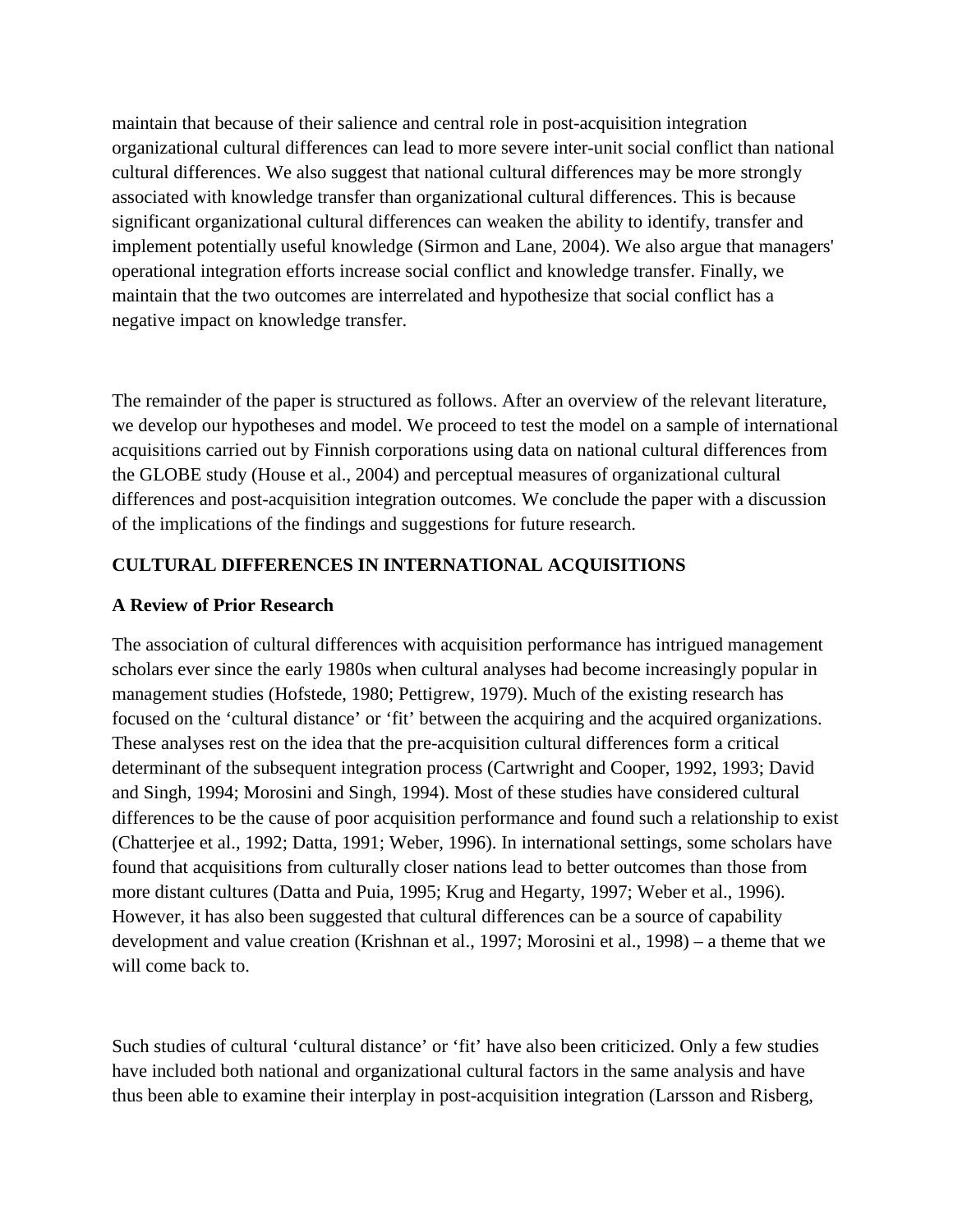maintain that because of their salience and central role in post-acquisition integration organizational cultural differences can lead to more severe inter-unit social conflict than national cultural differences. We also suggest that national cultural differences may be more strongly associated with knowledge transfer than organizational cultural differences. This is because significant organizational cultural differences can weaken the ability to identify, transfer and implement potentially useful knowledge (Sirmon and Lane, 2004). We also argue that managers' operational integration efforts increase social conflict and knowledge transfer. Finally, we maintain that the two outcomes are interrelated and hypothesize that social conflict has a negative impact on knowledge transfer.

The remainder of the paper is structured as follows. After an overview of the relevant literature, we develop our hypotheses and model. We proceed to test the model on a sample of international acquisitions carried out by Finnish corporations using data on national cultural differences from the GLOBE study (House et al., 2004) and perceptual measures of organizational cultural differences and post-acquisition integration outcomes. We conclude the paper with a discussion of the implications of the findings and suggestions for future research.

## CULTURAL DIFFERENCES IN INTERNATIONAL ACQUISITIONS

### A Review of Prior Research

The association of cultural differences with acquisition performance has intrigued management scholars ever since the early 1980s when cultural analyses had become increasingly popular in management studies (Hofstede, 1980; Pettigrew, 1979). Much of the existing research has focused on the 'cultural distance' or 'fit' between the acquiring and the acquired organizations. These analyses rest on the idea that the pre-acquisition cultural differences form a critical determinant of the subsequent integration process (Cartwright and Cooper, 1992, 1993; David and Singh, 1994; Morosini and Singh, 1994). Most of these studies have considered cultural differences to be the cause of poor acquisition performance and found such a relationship to exist (Chatterjee et al., 1992; Datta, 1991; Weber, 1996). In international settings, some scholars have found that acquisitions from culturally closer nations lead to better outcomes than those from more distant cultures (Datta and Puia, 1995; Krug and Hegarty, 1997; Weber et al., 1996). However, it has also been suggested that cultural differences can be a source of capability development and value creation (Krishnan et al., 1997; Morosini et al., 1998) – a theme that we will come back to.

Such studies of cultural 'cultural distance' or 'fit' have also been criticized. Only a few studies have included both national and organizational cultural factors in the same analysis and have thus been able to examine their interplay in post-acquisition integration (Larsson and Risberg,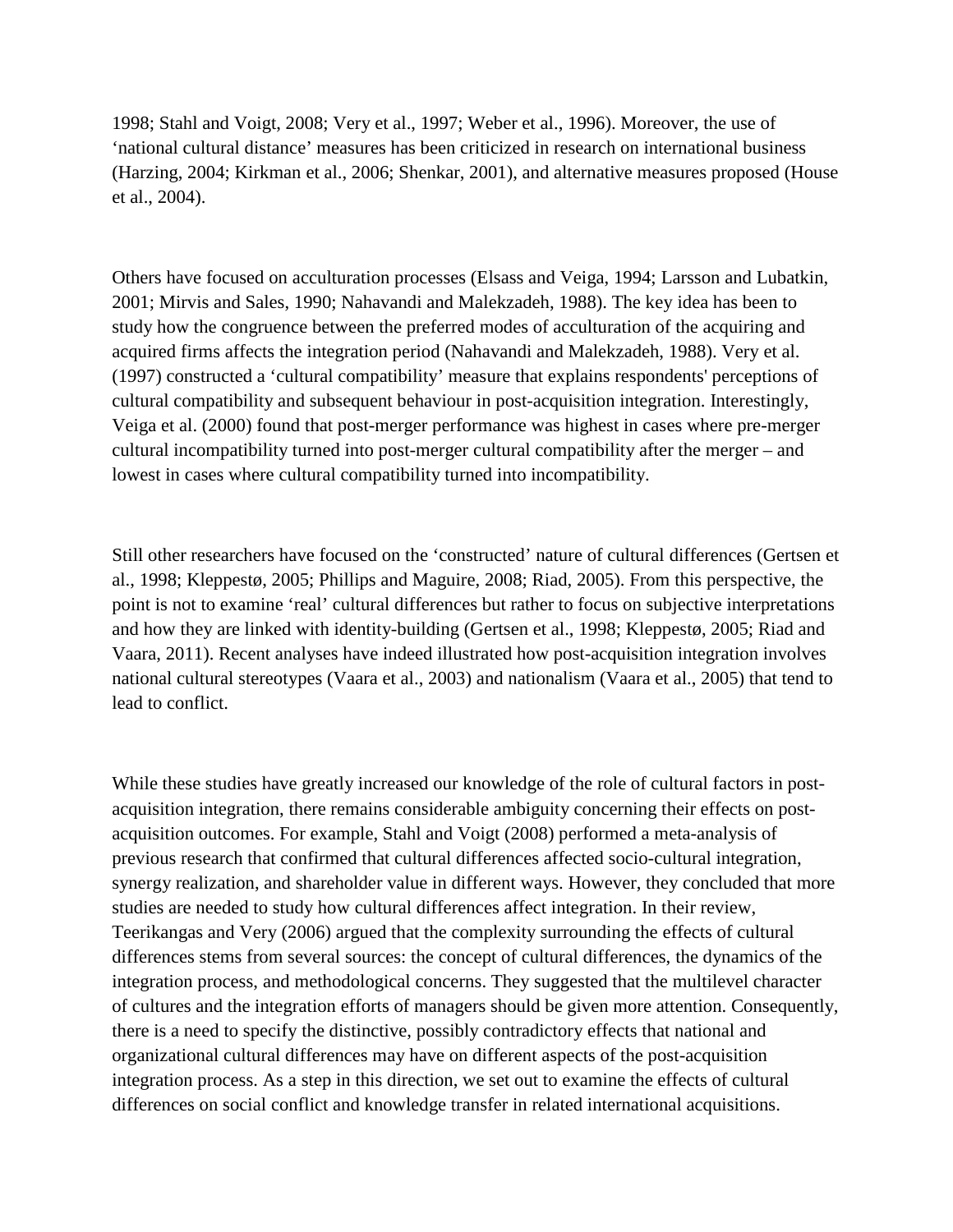1998; Stahl and Voigt, 2008; Very et al., 1997; Weber et al., 1996). Moreover, the use of 'national cultural distance' measures has been criticized in research on international business (Harzing, 2004; Kirkman et al., 2006; Shenkar, 2001), and alternative measures proposed (House et al., 2004).

Others have focused on acculturation processes (Elsass and Veiga, 1994; Larsson and Lubatkin, 2001; Mirvis and Sales, 1990; Nahavandi and Malekzadeh, 1988). The key idea has been to study how the congruence between the preferred modes of acculturation of the acquiring and acquired firms affects the integration period (Nahavandi and Malekzadeh, 1988). Very et al. (1997) constructed a 'cultural compatibility' measure that explains respondents' perceptions of cultural compatibility and subsequent behaviour in post-acquisition integration. Interestingly, Veiga et al. (2000) found that post-merger performance was highest in cases where pre-merger cultural incompatibility turned into post-merger cultural compatibility after the merger – and lowest in cases where cultural compatibility turned into incompatibility.

Still other researchers have focused on the 'constructed' nature of cultural differences (Gertsen et al., 1998; Kleppestø, 2005; Phillips and Maguire, 2008; Riad, 2005). From this perspective, the point is not to examine 'real' cultural differences but rather to focus on subjective interpretations and how they are linked with identity-building (Gertsen et al., 1998; Kleppestø, 2005; Riad and Vaara, 2011). Recent analyses have indeed illustrated how post-acquisition integration involves national cultural stereotypes (Vaara et al., 2003) and nationalism (Vaara et al., 2005) that tend to lead to conflict.

While these studies have greatly increased our knowledge of the role of cultural factors in post-acquisition integration, there remains considerable ambiguity concerning their effects on post-acquisition outcomes. For example, Stahl and Voigt (2008) performed a meta-analysis of previous research that confirmed that cultural differences affected socio-cultural integration, synergy realization, and shareholder value in different ways. However, they concluded that more studies are needed to study how cultural differences affect integration. In their review, Teerikangas and Very (2006) argued that the complexity surrounding the effects of cultural differences stems from several sources: the concept of cultural differences, the dynamics of the integration process, and methodological concerns. They suggested that the multilevel character of cultures and the integration efforts of managers should be given more attention. Consequently, there is a need to specify the distinctive, possibly contradictory effects that national and organizational cultural differences may have on different aspects of the post-acquisition integration process. As a step in this direction, we set out to examine the effects of cultural differences on social conflict and knowledge transfer in related international acquisitions.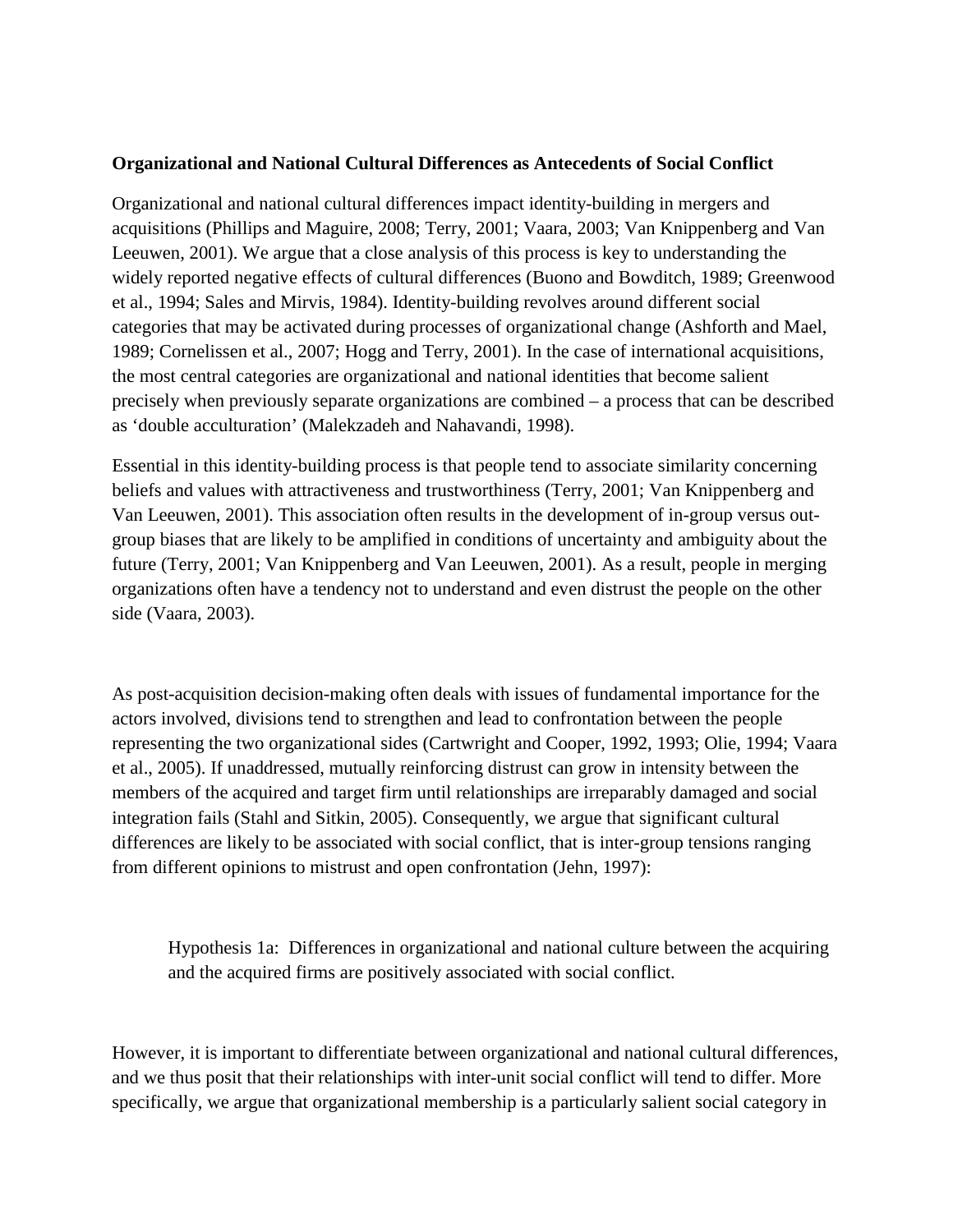**Organizational and National Cultural Differences as Antecedents of Social Conflict**

Organizational and national cultural differences impact identity-building in mergers and acquisitions (Phillips and Maguire, 2008; Terry, 2001; Vaara, 2003; Van Knippenberg and Van Leeuwen, 2001). We argue that a close analysis of this process is key to understanding the widely reported negative effects of cultural differences (Buono and Bowditch, 1989; Greenwood et al., 1994; Sales and Mirvis, 1984). Identity-building revolves around different social categories that may be activated during processes of organizational change (Ashforth and Mael, 1989; Cornelissen et al., 2007; Hogg and Terry, 2001). In the case of international acquisitions, the most central categories are organizational and national identities that become salient precisely when previously separate organizations are combined – a process that can be described as 'double acculturation' (Malekzadeh and Nahavandi, 1998).

Essential in this identity-building process is that people tend to associate similarity concerning beliefs and values with attractiveness and trustworthiness (Terry, 2001; Van Knippenberg and Van Leeuwen, 2001). This association often results in the development of in-group versus out-group biases that are likely to be amplified in conditions of uncertainty and ambiguity about the future (Terry, 2001; Van Knippenberg and Van Leeuwen, 2001). As a result, people in merging organizations often have a tendency not to understand and even distrust the people on the other side (Vaara, 2003).

As post-acquisition decision-making often deals with issues of fundamental importance for the actors involved, divisions tend to strengthen and lead to confrontation between the people representing the two organizational sides (Cartwright and Cooper, 1992, 1993; Olie, 1994; Vaara et al., 2005). If unaddressed, mutually reinforcing distrust can grow in intensity between the members of the acquired and target firm until relationships are irreparably damaged and social integration fails (Stahl and Sitkin, 2005). Consequently, we argue that significant cultural differences are likely to be associated with social conflict, that is inter-group tensions ranging from different opinions to mistrust and open confrontation (Jehn, 1997):

> Hypothesis 1a: Differences in organizational and national culture between the acquiring and the acquired firms are positively associated with social conflict.

However, it is important to differentiate between organizational and national cultural differences, and we thus posit that their relationships with inter-unit social conflict will tend to differ. More specifically, we argue that organizational membership is a particularly salient social category in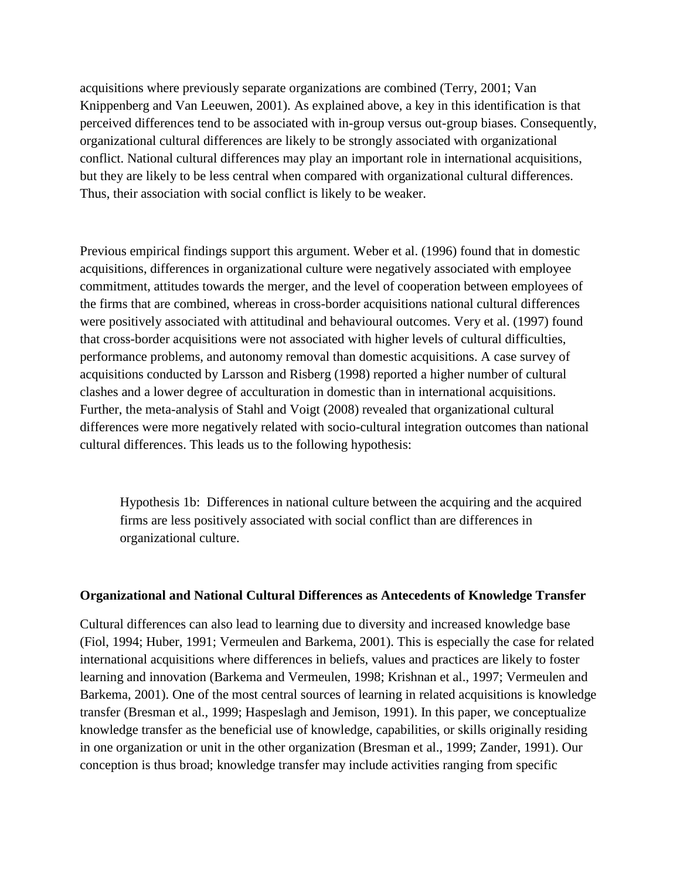acquisitions where previously separate organizations are combined (Terry, 2001; Van Knippenberg and Van Leeuwen, 2001). As explained above, a key in this identification is that perceived differences tend to be associated with in-group versus out-group biases. Consequently, organizational cultural differences are likely to be strongly associated with organizational conflict. National cultural differences may play an important role in international acquisitions, but they are likely to be less central when compared with organizational cultural differences. Thus, their association with social conflict is likely to be weaker.

Previous empirical findings support this argument. Weber et al. (1996) found that in domestic acquisitions, differences in organizational culture were negatively associated with employee commitment, attitudes towards the merger, and the level of cooperation between employees of the firms that are combined, whereas in cross-border acquisitions national cultural differences were positively associated with attitudinal and behavioural outcomes. Very et al. (1997) found that cross-border acquisitions were not associated with higher levels of cultural difficulties, performance problems, and autonomy removal than domestic acquisitions. A case survey of acquisitions conducted by Larsson and Risberg (1998) reported a higher number of cultural clashes and a lower degree of acculturation in domestic than in international acquisitions. Further, the meta-analysis of Stahl and Voigt (2008) revealed that organizational cultural differences were more negatively related with socio-cultural integration outcomes than national cultural differences. This leads us to the following hypothesis:

> Hypothesis 1b: Differences in national culture between the acquiring and the acquired firms are less positively associated with social conflict than are differences in organizational culture.

**Organizational and National Cultural Differences as Antecedents of Knowledge Transfer**

Cultural differences can also lead to learning due to diversity and increased knowledge base (Fiol, 1994; Huber, 1991; Vermeulen and Barkema, 2001). This is especially the case for related international acquisitions where differences in beliefs, values and practices are likely to foster learning and innovation (Barkema and Vermeulen, 1998; Krishnan et al., 1997; Vermeulen and Barkema, 2001). One of the most central sources of learning in related acquisitions is knowledge transfer (Bresman et al., 1999; Haspeslagh and Jemison, 1991). In this paper, we conceptualize knowledge transfer as the beneficial use of knowledge, capabilities, or skills originally residing in one organization or unit in the other organization (Bresman et al., 1999; Zander, 1991). Our conception is thus broad; knowledge transfer may include activities ranging from specific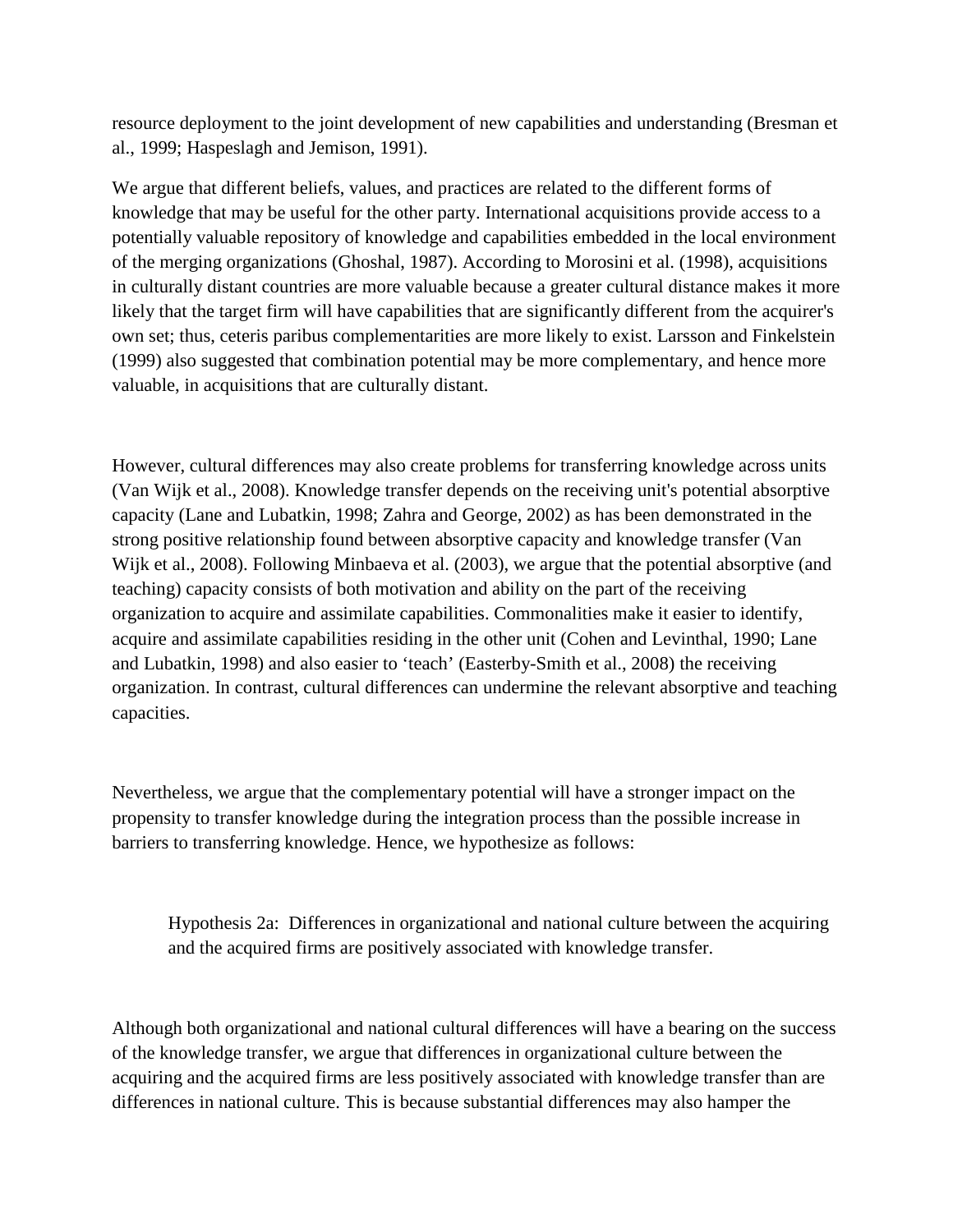resource deployment to the joint development of new capabilities and understanding (Bresman et al., 1999; Haspeslagh and Jemison, 1991).

We argue that different beliefs, values, and practices are related to the different forms of knowledge that may be useful for the other party. International acquisitions provide access to a potentially valuable repository of knowledge and capabilities embedded in the local environment of the merging organizations (Ghoshal, 1987). According to Morosini et al. (1998), acquisitions in culturally distant countries are more valuable because a greater cultural distance makes it more likely that the target firm will have capabilities that are significantly different from the acquirer's own set; thus, ceteris paribus complementarities are more likely to exist. Larsson and Finkelstein (1999) also suggested that combination potential may be more complementary, and hence more valuable, in acquisitions that are culturally distant.

However, cultural differences may also create problems for transferring knowledge across units (Van Wijk et al., 2008). Knowledge transfer depends on the receiving unit's potential absorptive capacity (Lane and Lubatkin, 1998; Zahra and George, 2002) as has been demonstrated in the strong positive relationship found between absorptive capacity and knowledge transfer (Van Wijk et al., 2008). Following Minbaeva et al. (2003), we argue that the potential absorptive (and teaching) capacity consists of both motivation and ability on the part of the receiving organization to acquire and assimilate capabilities. Commonalities make it easier to identify, acquire and assimilate capabilities residing in the other unit (Cohen and Levinthal, 1990; Lane and Lubatkin, 1998) and also easier to 'teach' (Easterby-Smith et al., 2008) the receiving organization. In contrast, cultural differences can undermine the relevant absorptive and teaching capacities.

Nevertheless, we argue that the complementary potential will have a stronger impact on the propensity to transfer knowledge during the integration process than the possible increase in barriers to transferring knowledge. Hence, we hypothesize as follows:

> Hypothesis 2a: Differences in organizational and national culture between the acquiring and the acquired firms are positively associated with knowledge transfer.

Although both organizational and national cultural differences will have a bearing on the success of the knowledge transfer, we argue that differences in organizational culture between the acquiring and the acquired firms are less positively associated with knowledge transfer than are differences in national culture. This is because substantial differences may also hamper the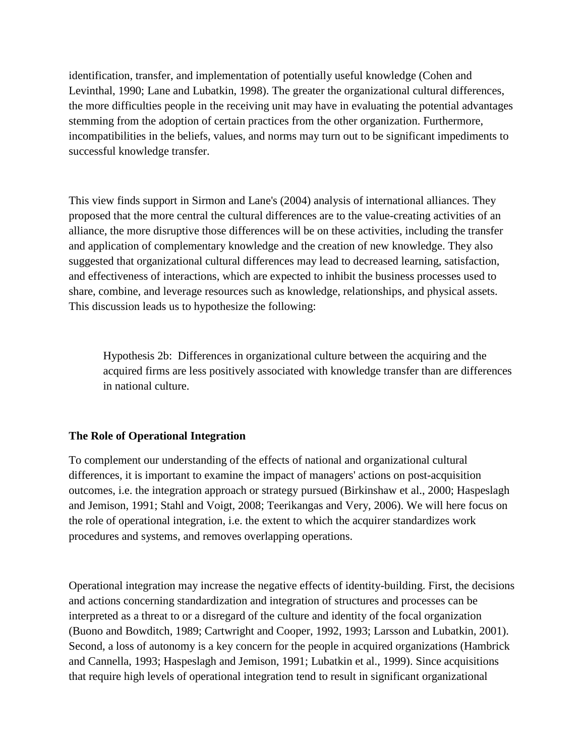identification, transfer, and implementation of potentially useful knowledge (Cohen and Levinthal, 1990; Lane and Lubatkin, 1998). The greater the organizational cultural differences, the more difficulties people in the receiving unit may have in evaluating the potential advantages stemming from the adoption of certain practices from the other organization. Furthermore, incompatibilities in the beliefs, values, and norms may turn out to be significant impediments to successful knowledge transfer.

This view finds support in Sirmon and Lane's (2004) analysis of international alliances. They proposed that the more central the cultural differences are to the value-creating activities of an alliance, the more disruptive those differences will be on these activities, including the transfer and application of complementary knowledge and the creation of new knowledge. They also suggested that organizational cultural differences may lead to decreased learning, satisfaction, and effectiveness of interactions, which are expected to inhibit the business processes used to share, combine, and leverage resources such as knowledge, relationships, and physical assets. This discussion leads us to hypothesize the following:

> Hypothesis 2b: Differences in organizational culture between the acquiring and the acquired firms are less positively associated with knowledge transfer than are differences in national culture.

**The Role of Operational Integration**

To complement our understanding of the effects of national and organizational cultural differences, it is important to examine the impact of managers' actions on post-acquisition outcomes, i.e. the integration approach or strategy pursued (Birkinshaw et al., 2000; Haspeslagh and Jemison, 1991; Stahl and Voigt, 2008; Teerikangas and Very, 2006). We will here focus on the role of operational integration, i.e. the extent to which the acquirer standardizes work procedures and systems, and removes overlapping operations.

Operational integration may increase the negative effects of identity-building. First, the decisions and actions concerning standardization and integration of structures and processes can be interpreted as a threat to or a disregard of the culture and identity of the focal organization (Buono and Bowditch, 1989; Cartwright and Cooper, 1992, 1993; Larsson and Lubatkin, 2001). Second, a loss of autonomy is a key concern for the people in acquired organizations (Hambrick and Cannella, 1993; Haspeslagh and Jemison, 1991; Lubatkin et al., 1999). Since acquisitions that require high levels of operational integration tend to result in significant organizational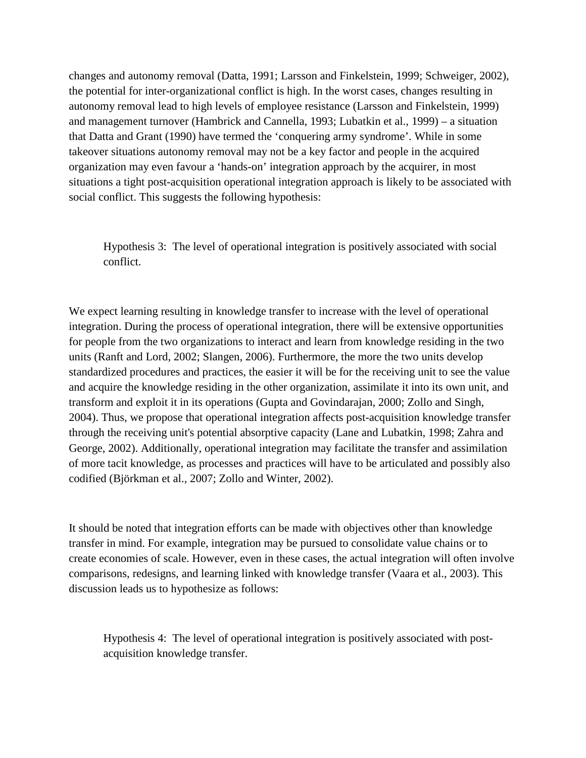changes and autonomy removal (Datta, 1991; Larsson and Finkelstein, 1999; Schweiger, 2002), the potential for inter-organizational conflict is high. In the worst cases, changes resulting in autonomy removal lead to high levels of employee resistance (Larsson and Finkelstein, 1999) and management turnover (Hambrick and Cannella, 1993; Lubatkin et al., 1999) – a situation that Datta and Grant (1990) have termed the 'conquering army syndrome'. While in some takeover situations autonomy removal may not be a key factor and people in the acquired organization may even favour a 'hands-on' integration approach by the acquirer, in most situations a tight post-acquisition operational integration approach is likely to be associated with social conflict. This suggests the following hypothesis:

> Hypothesis 3: The level of operational integration is positively associated with social conflict.

We expect learning resulting in knowledge transfer to increase with the level of operational integration. During the process of operational integration, there will be extensive opportunities for people from the two organizations to interact and learn from knowledge residing in the two units (Ranft and Lord, 2002; Slangen, 2006). Furthermore, the more the two units develop standardized procedures and practices, the easier it will be for the receiving unit to see the value and acquire the knowledge residing in the other organization, assimilate it into its own unit, and transform and exploit it in its operations (Gupta and Govindarajan, 2000; Zollo and Singh, 2004). Thus, we propose that operational integration affects post-acquisition knowledge transfer through the receiving unit's potential absorptive capacity (Lane and Lubatkin, 1998; Zahra and George, 2002). Additionally, operational integration may facilitate the transfer and assimilation of more tacit knowledge, as processes and practices will have to be articulated and possibly also codified (Björkman et al., 2007; Zollo and Winter, 2002).

It should be noted that integration efforts can be made with objectives other than knowledge transfer in mind. For example, integration may be pursued to consolidate value chains or to create economies of scale. However, even in these cases, the actual integration will often involve comparisons, redesigns, and learning linked with knowledge transfer (Vaara et al., 2003). This discussion leads us to hypothesize as follows:

> Hypothesis 4: The level of operational integration is positively associated with post-acquisition knowledge transfer.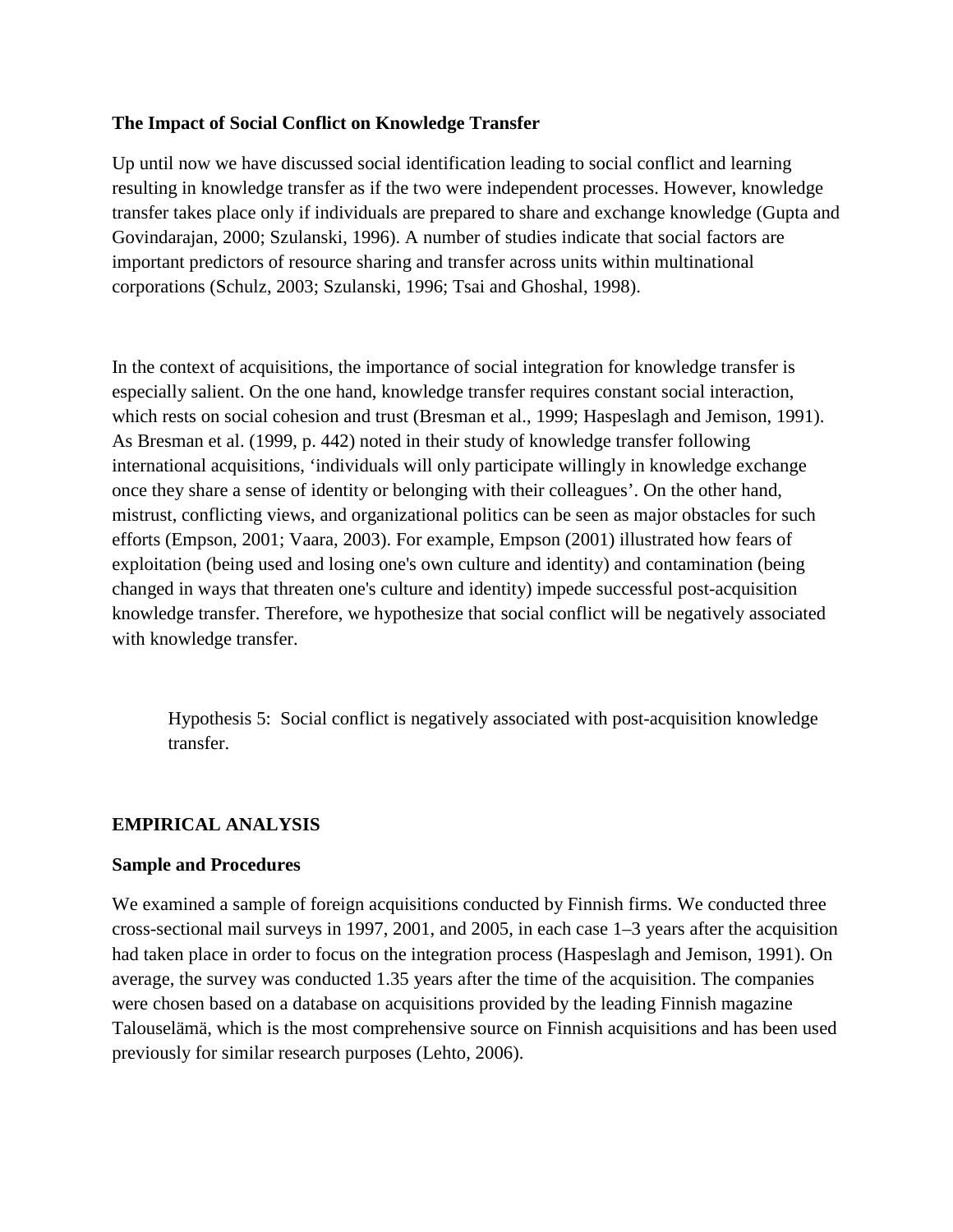### The Impact of Social Conflict on Knowledge Transfer

Up until now we have discussed social identification leading to social conflict and learning resulting in knowledge transfer as if the two were independent processes. However, knowledge transfer takes place only if individuals are prepared to share and exchange knowledge (Gupta and Govindarajan, 2000; Szulanski, 1996). A number of studies indicate that social factors are important predictors of resource sharing and transfer across units within multinational corporations (Schulz, 2003; Szulanski, 1996; Tsai and Ghoshal, 1998).

In the context of acquisitions, the importance of social integration for knowledge transfer is especially salient. On the one hand, knowledge transfer requires constant social interaction, which rests on social cohesion and trust (Bresman et al., 1999; Haspeslagh and Jemison, 1991). As Bresman et al. (1999, p. 442) noted in their study of knowledge transfer following international acquisitions, 'individuals will only participate willingly in knowledge exchange once they share a sense of identity or belonging with their colleagues'. On the other hand, mistrust, conflicting views, and organizational politics can be seen as major obstacles for such efforts (Empson, 2001; Vaara, 2003). For example, Empson (2001) illustrated how fears of exploitation (being used and losing one's own culture and identity) and contamination (being changed in ways that threaten one's culture and identity) impede successful post-acquisition knowledge transfer. Therefore, we hypothesize that social conflict will be negatively associated with knowledge transfer.

> Hypothesis 5: Social conflict is negatively associated with post-acquisition knowledge transfer.

## EMPIRICAL ANALYSIS

### Sample and Procedures

We examined a sample of foreign acquisitions conducted by Finnish firms. We conducted three cross-sectional mail surveys in 1997, 2001, and 2005, in each case 1–3 years after the acquisition had taken place in order to focus on the integration process (Haspeslagh and Jemison, 1991). On average, the survey was conducted 1.35 years after the time of the acquisition. The companies were chosen based on a database on acquisitions provided by the leading Finnish magazine Talouselämä, which is the most comprehensive source on Finnish acquisitions and has been used previously for similar research purposes (Lehto, 2006).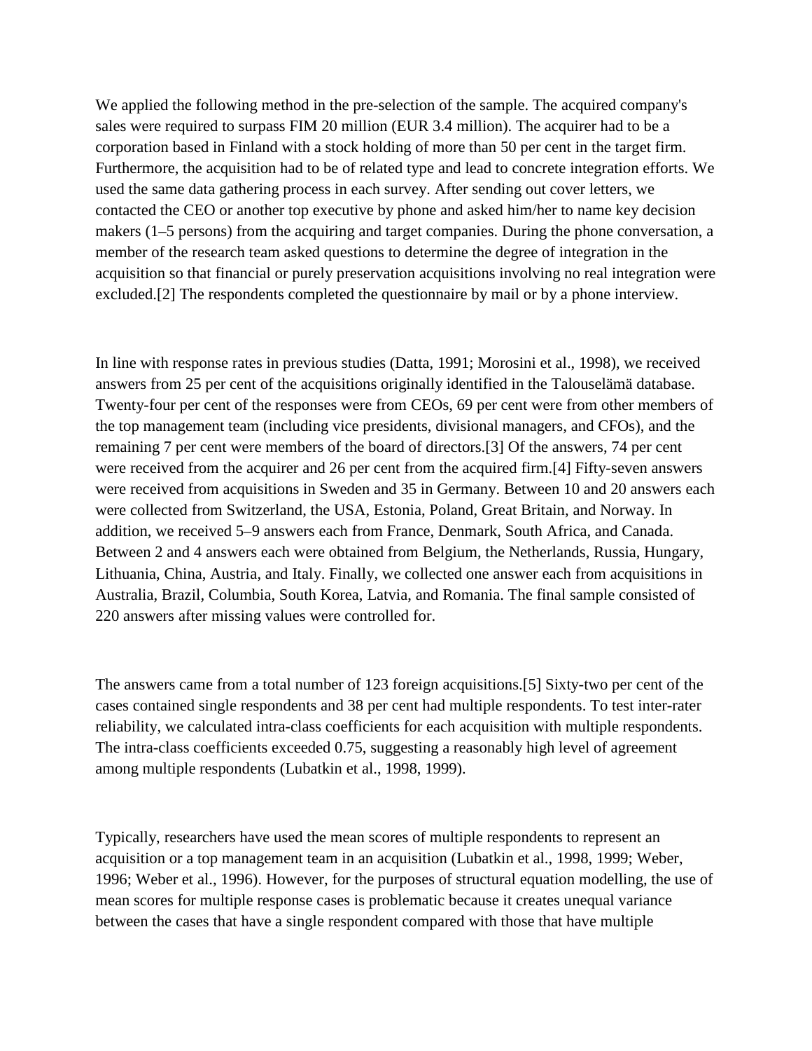We applied the following method in the pre-selection of the sample. The acquired company's sales were required to surpass FIM 20 million (EUR 3.4 million). The acquirer had to be a corporation based in Finland with a stock holding of more than 50 per cent in the target firm. Furthermore, the acquisition had to be of related type and lead to concrete integration efforts. We used the same data gathering process in each survey. After sending out cover letters, we contacted the CEO or another top executive by phone and asked him/her to name key decision makers (1–5 persons) from the acquiring and target companies. During the phone conversation, a member of the research team asked questions to determine the degree of integration in the acquisition so that financial or purely preservation acquisitions involving no real integration were excluded.[2] The respondents completed the questionnaire by mail or by a phone interview.

In line with response rates in previous studies (Datta, 1991; Morosini et al., 1998), we received answers from 25 per cent of the acquisitions originally identified in the Talouselämä database. Twenty-four per cent of the responses were from CEOs, 69 per cent were from other members of the top management team (including vice presidents, divisional managers, and CFOs), and the remaining 7 per cent were members of the board of directors.[3] Of the answers, 74 per cent were received from the acquirer and 26 per cent from the acquired firm.[4] Fifty-seven answers were received from acquisitions in Sweden and 35 in Germany. Between 10 and 20 answers each were collected from Switzerland, the USA, Estonia, Poland, Great Britain, and Norway. In addition, we received 5–9 answers each from France, Denmark, South Africa, and Canada. Between 2 and 4 answers each were obtained from Belgium, the Netherlands, Russia, Hungary, Lithuania, China, Austria, and Italy. Finally, we collected one answer each from acquisitions in Australia, Brazil, Columbia, South Korea, Latvia, and Romania. The final sample consisted of 220 answers after missing values were controlled for.

The answers came from a total number of 123 foreign acquisitions.[5] Sixty-two per cent of the cases contained single respondents and 38 per cent had multiple respondents. To test inter-rater reliability, we calculated intra-class coefficients for each acquisition with multiple respondents. The intra-class coefficients exceeded 0.75, suggesting a reasonably high level of agreement among multiple respondents (Lubatkin et al., 1998, 1999).

Typically, researchers have used the mean scores of multiple respondents to represent an acquisition or a top management team in an acquisition (Lubatkin et al., 1998, 1999; Weber, 1996; Weber et al., 1996). However, for the purposes of structural equation modelling, the use of mean scores for multiple response cases is problematic because it creates unequal variance between the cases that have a single respondent compared with those that have multiple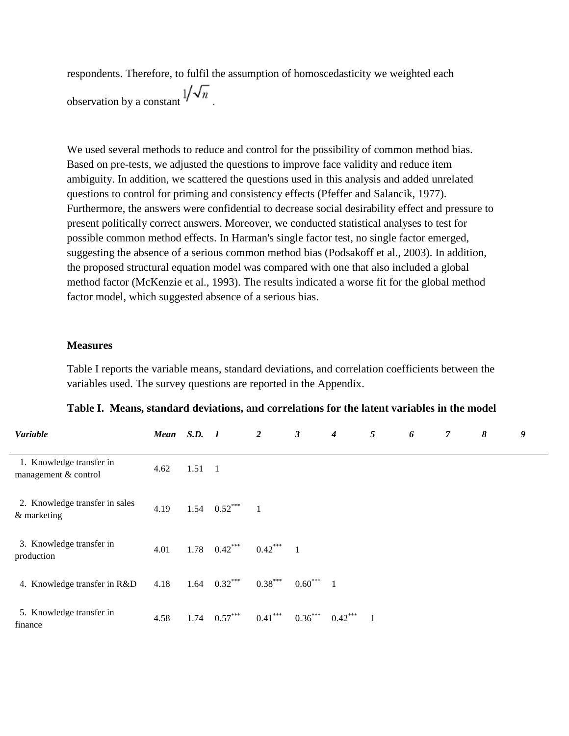respondents. Therefore, to fulfil the assumption of homoscedasticity we weighted each observation by a constant $1/\sqrt{n}$.

We used several methods to reduce and control for the possibility of common method bias. Based on pre-tests, we adjusted the questions to improve face validity and reduce item ambiguity. In addition, we scattered the questions used in this analysis and added unrelated questions to control for priming and consistency effects (Pfeffer and Salancik, 1977). Furthermore, the answers were confidential to decrease social desirability effect and pressure to present politically correct answers. Moreover, we conducted statistical analyses to test for possible common method effects. In Harman's single factor test, no single factor emerged, suggesting the absence of a serious common method bias (Podsakoff et al., 2003). In addition, the proposed structural equation model was compared with one that also included a global method factor (McKenzie et al., 1993). The results indicated a worse fit for the global method factor model, which suggested absence of a serious bias.

### Measures

Table I reports the variable means, standard deviations, and correlation coefficients between the variables used. The survey questions are reported in the Appendix.

**Table I. Means, standard deviations, and correlations for the latent variables in the model**

| *Variable* | *Mean* | *S.D.* | *1* | *2* | *3* | *4* | *5* | *6* | *7* | *8* | *9* |
|---|---|---|---|---|---|---|---|---|---|---|---|
| 1. Knowledge transfer in management & control | 4.62 | 1.51 | 1 | | | | | | | | |
| 2. Knowledge transfer in sales & marketing | 4.19 | 1.54 | 0.52*** | 1 | | | | | | | |
| 3. Knowledge transfer in production | 4.01 | 1.78 | 0.42*** | 0.42*** | 1 | | | | | | |
| 4. Knowledge transfer in R&D | 4.18 | 1.64 | 0.32*** | 0.38*** | 0.60*** | 1 | | | | | |
| 5. Knowledge transfer in finance | 4.58 | 1.74 | 0.57*** | 0.41*** | 0.36*** | 0.42*** | 1 | | | | |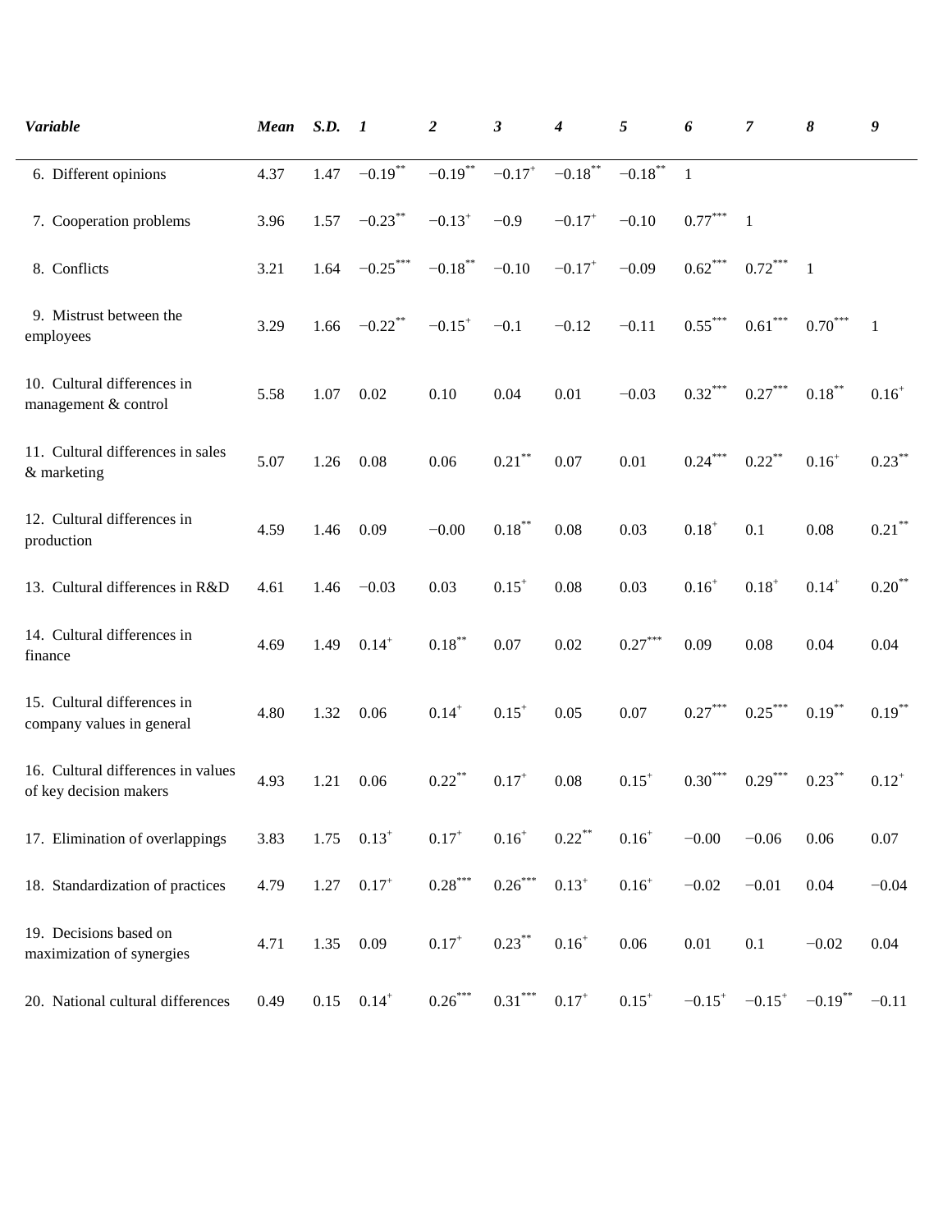| *Variable* | *Mean* | *S.D.* | *1* | *2* | *3* | *4* | *5* | *6* | *7* | *8* | *9* |
|---|---|---|---|---|---|---|---|---|---|---|---|
| 6. Different opinions | 4.37 | 1.47 | $-0.19^{**}$ | $-0.19^{**}$ | $-0.17^{+}$ | $-0.18^{**}$ | $-0.18^{**}$ | 1 | | | |
| 7. Cooperation problems | 3.96 | 1.57 | $-0.23^{**}$ | $-0.13^{+}$ | $-0.9$ | $-0.17^{+}$ | $-0.10$ | $0.77^{***}$ | 1 | | |
| 8. Conflicts | 3.21 | 1.64 | $-0.25^{***}$ | $-0.18^{**}$ | $-0.10$ | $-0.17^{+}$ | $-0.09$ | $0.62^{***}$ | $0.72^{***}$ | 1 | |
| 9. Mistrust between the employees | 3.29 | 1.66 | $-0.22^{**}$ | $-0.15^{+}$ | $-0.1$ | $-0.12$ | $-0.11$ | $0.55^{***}$ | $0.61^{***}$ | $0.70^{***}$ | 1 |
| 10. Cultural differences in management & control | 5.58 | 1.07 | 0.02 | 0.10 | 0.04 | 0.01 | $-0.03$ | $0.32^{***}$ | $0.27^{***}$ | $0.18^{**}$ | $0.16^{+}$ |
| 11. Cultural differences in sales & marketing | 5.07 | 1.26 | 0.08 | 0.06 | $0.21^{**}$ | 0.07 | 0.01 | $0.24^{***}$ | $0.22^{**}$ | $0.16^{+}$ | $0.23^{**}$ |
| 12. Cultural differences in production | 4.59 | 1.46 | 0.09 | $-0.00$ | $0.18^{**}$ | 0.08 | 0.03 | $0.18^{+}$ | 0.1 | 0.08 | $0.21^{**}$ |
| 13. Cultural differences in R&D | 4.61 | 1.46 | $-0.03$ | 0.03 | $0.15^{+}$ | 0.08 | 0.03 | $0.16^{+}$ | $0.18^{+}$ | $0.14^{+}$ | $0.20^{**}$ |
| 14. Cultural differences in finance | 4.69 | 1.49 | $0.14^{+}$ | $0.18^{**}$ | 0.07 | 0.02 | $0.27^{***}$ | 0.09 | 0.08 | 0.04 | 0.04 |
| 15. Cultural differences in company values in general | 4.80 | 1.32 | 0.06 | $0.14^{+}$ | $0.15^{+}$ | 0.05 | 0.07 | $0.27^{***}$ | $0.25^{***}$ | $0.19^{**}$ | $0.19^{**}$ |
| 16. Cultural differences in values of key decision makers | 4.93 | 1.21 | 0.06 | $0.22^{**}$ | $0.17^{+}$ | 0.08 | $0.15^{+}$ | $0.30^{***}$ | $0.29^{***}$ | $0.23^{**}$ | $0.12^{+}$ |
| 17. Elimination of overlappings | 3.83 | 1.75 | $0.13^{+}$ | $0.17^{+}$ | $0.16^{+}$ | $0.22^{**}$ | $0.16^{+}$ | $-0.00$ | $-0.06$ | 0.06 | 0.07 |
| 18. Standardization of practices | 4.79 | 1.27 | $0.17^{+}$ | $0.28^{***}$ | $0.26^{***}$ | $0.13^{+}$ | $0.16^{+}$ | $-0.02$ | $-0.01$ | 0.04 | $-0.04$ |
| 19. Decisions based on maximization of synergies | 4.71 | 1.35 | 0.09 | $0.17^{+}$ | $0.23^{**}$ | $0.16^{+}$ | 0.06 | 0.01 | 0.1 | $-0.02$ | 0.04 |
| 20. National cultural differences | 0.49 | 0.15 | $0.14^{+}$ | $0.26^{***}$ | $0.31^{***}$ | $0.17^{+}$ | $0.15^{+}$ | $-0.15^{+}$ | $-0.15^{+}$ | $-0.19^{**}$ | $-0.11$ |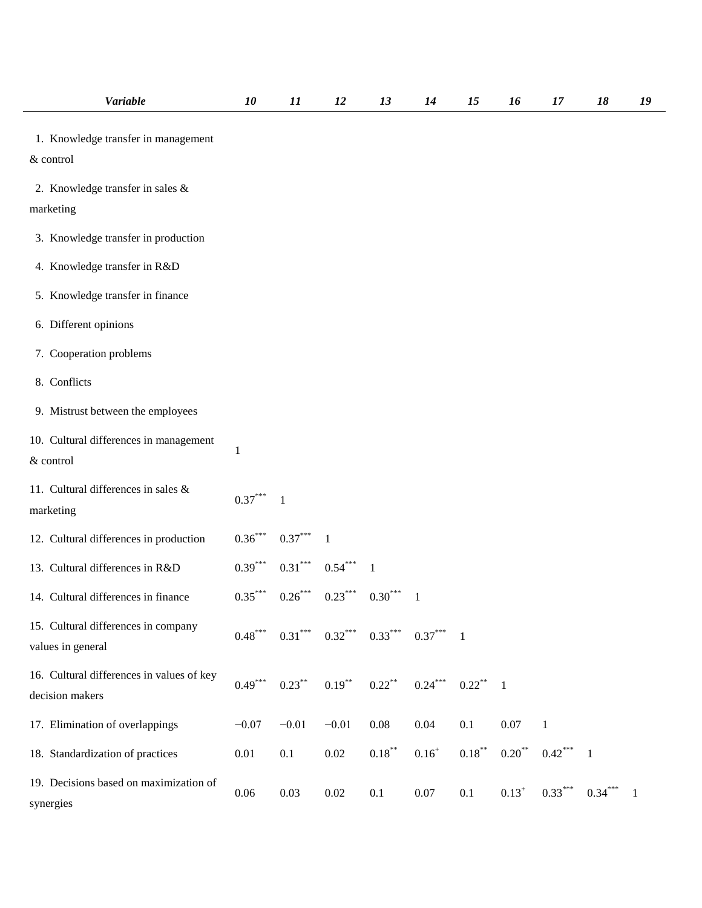| *Variable* | *10* | *11* | *12* | *13* | *14* | *15* | *16* | *17* | *18* | *19* |
|---|---|---|---|---|---|---|---|---|---|---|
| 1. Knowledge transfer in management & control | | | | | | | | | | |
| 2. Knowledge transfer in sales & marketing | | | | | | | | | | |
| 3. Knowledge transfer in production | | | | | | | | | | |
| 4. Knowledge transfer in R&D | | | | | | | | | | |
| 5. Knowledge transfer in finance | | | | | | | | | | |
| 6. Different opinions | | | | | | | | | | |
| 7. Cooperation problems | | | | | | | | | | |
| 8. Conflicts | | | | | | | | | | |
| 9. Mistrust between the employees | | | | | | | | | | |
| 10. Cultural differences in management & control | 1 | | | | | | | | | |
| 11. Cultural differences in sales & marketing | 0.37*** | 1 | | | | | | | | |
| 12. Cultural differences in production | 0.36*** | 0.37*** | 1 | | | | | | | |
| 13. Cultural differences in R&D | 0.39*** | 0.31*** | 0.54*** | 1 | | | | | | |
| 14. Cultural differences in finance | 0.35*** | 0.26*** | 0.23*** | 0.30*** | 1 | | | | | |
| 15. Cultural differences in company values in general | 0.48*** | 0.31*** | 0.32*** | 0.33*** | 0.37*** | 1 | | | | |
| 16. Cultural differences in values of key decision makers | 0.49*** | 0.23** | 0.19** | 0.22** | 0.24*** | 0.22** | 1 | | | |
| 17. Elimination of overlappings | −0.07 | −0.01 | −0.01 | 0.08 | 0.04 | 0.1 | 0.07 | 1 | | |
| 18. Standardization of practices | 0.01 | 0.1 | 0.02 | 0.18** | 0.16+ | 0.18** | 0.20** | 0.42*** | 1 | |
| 19. Decisions based on maximization of synergies | 0.06 | 0.03 | 0.02 | 0.1 | 0.07 | 0.1 | 0.13+ | 0.33*** | 0.34*** | 1 |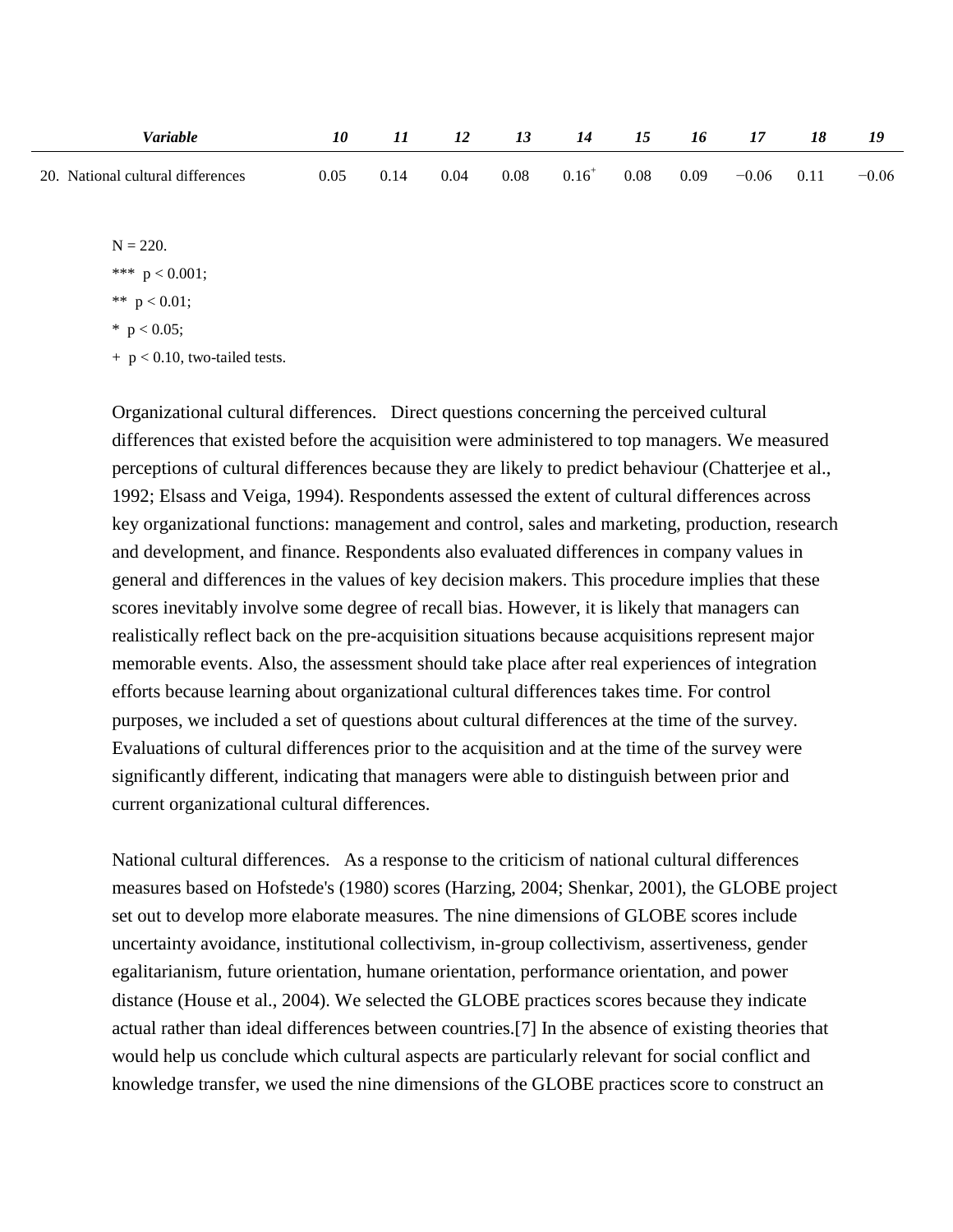| *Variable* | *10* | *11* | *12* | *13* | *14* | *15* | *16* | *17* | *18* | *19* |
|---|---|---|---|---|---|---|---|---|---|---|
| 20. National cultural differences | 0.05 | 0.14 | 0.04 | 0.08 | 0.16⁺ | 0.08 | 0.09 | −0.06 | 0.11 | −0.06 |

N = 220.

*** $p < 0.001$;

** $p < 0.01$;

* $p < 0.05$;

+ $p < 0.10$, two-tailed tests.

Organizational cultural differences. Direct questions concerning the perceived cultural differences that existed before the acquisition were administered to top managers. We measured perceptions of cultural differences because they are likely to predict behaviour (Chatterjee et al., 1992; Elsass and Veiga, 1994). Respondents assessed the extent of cultural differences across key organizational functions: management and control, sales and marketing, production, research and development, and finance. Respondents also evaluated differences in company values in general and differences in the values of key decision makers. This procedure implies that these scores inevitably involve some degree of recall bias. However, it is likely that managers can realistically reflect back on the pre-acquisition situations because acquisitions represent major memorable events. Also, the assessment should take place after real experiences of integration efforts because learning about organizational cultural differences takes time. For control purposes, we included a set of questions about cultural differences at the time of the survey. Evaluations of cultural differences prior to the acquisition and at the time of the survey were significantly different, indicating that managers were able to distinguish between prior and current organizational cultural differences.

National cultural differences. As a response to the criticism of national cultural differences measures based on Hofstede's (1980) scores (Harzing, 2004; Shenkar, 2001), the GLOBE project set out to develop more elaborate measures. The nine dimensions of GLOBE scores include uncertainty avoidance, institutional collectivism, in-group collectivism, assertiveness, gender egalitarianism, future orientation, humane orientation, performance orientation, and power distance (House et al., 2004). We selected the GLOBE practices scores because they indicate actual rather than ideal differences between countries.[7] In the absence of existing theories that would help us conclude which cultural aspects are particularly relevant for social conflict and knowledge transfer, we used the nine dimensions of the GLOBE practices score to construct an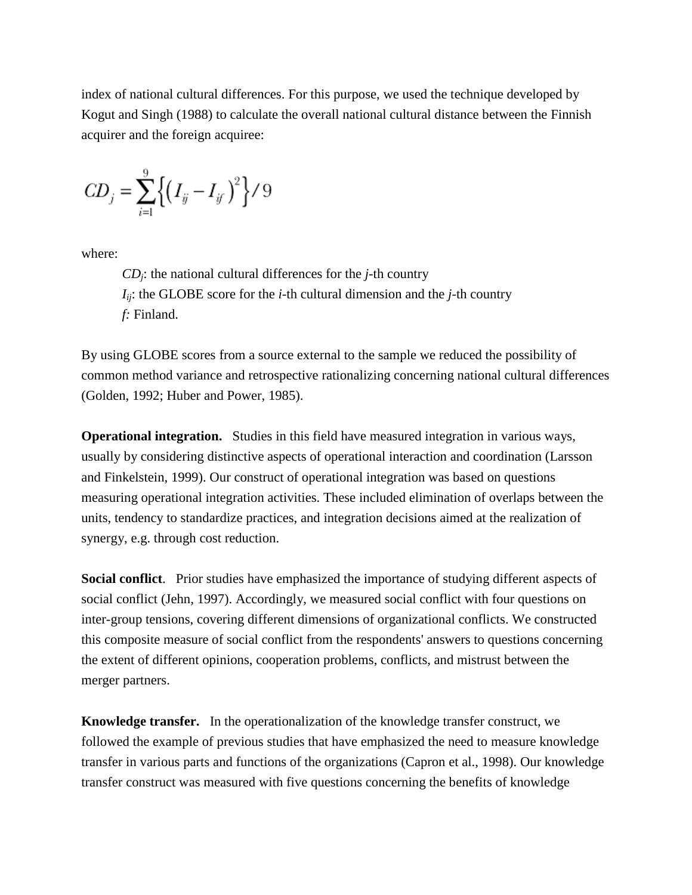index of national cultural differences. For this purpose, we used the technique developed by Kogut and Singh (1988) to calculate the overall national cultural distance between the Finnish acquirer and the foreign acquiree:

$$CD_j = \sum_{i=1}^{9} \left\{ \left( I_{ij} - I_{if} \right)^2 \right\} / 9$$

where:

$CD_j$: the national cultural differences for the *j*-th country
$I_{ij}$: the GLOBE score for the *i*-th cultural dimension and the *j*-th country
*f:* Finland.

By using GLOBE scores from a source external to the sample we reduced the possibility of common method variance and retrospective rationalizing concerning national cultural differences (Golden, 1992; Huber and Power, 1985).

**Operational integration.** Studies in this field have measured integration in various ways, usually by considering distinctive aspects of operational interaction and coordination (Larsson and Finkelstein, 1999). Our construct of operational integration was based on questions measuring operational integration activities. These included elimination of overlaps between the units, tendency to standardize practices, and integration decisions aimed at the realization of synergy, e.g. through cost reduction.

**Social conflict**. Prior studies have emphasized the importance of studying different aspects of social conflict (Jehn, 1997). Accordingly, we measured social conflict with four questions on inter-group tensions, covering different dimensions of organizational conflicts. We constructed this composite measure of social conflict from the respondents' answers to questions concerning the extent of different opinions, cooperation problems, conflicts, and mistrust between the merger partners.

**Knowledge transfer.** In the operationalization of the knowledge transfer construct, we followed the example of previous studies that have emphasized the need to measure knowledge transfer in various parts and functions of the organizations (Capron et al., 1998). Our knowledge transfer construct was measured with five questions concerning the benefits of knowledge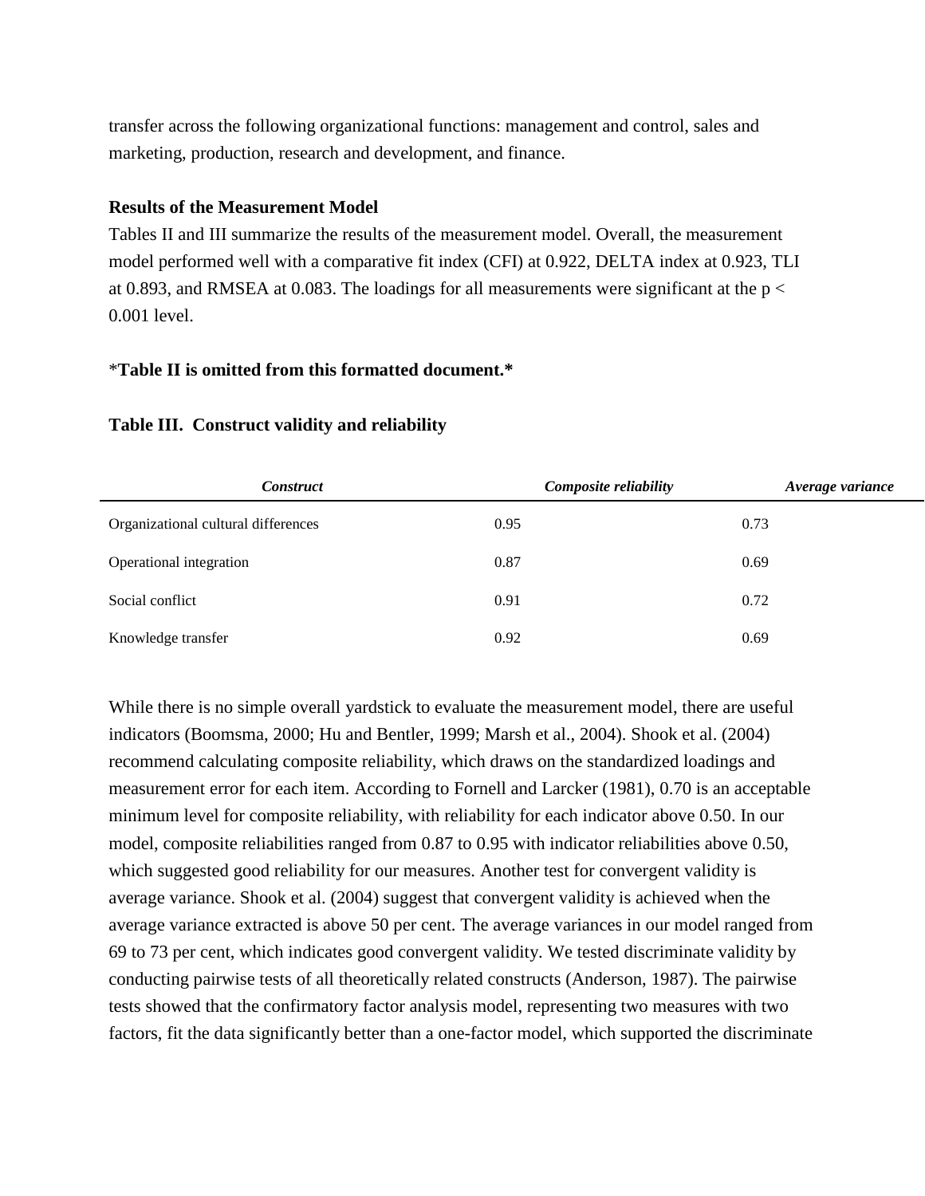transfer across the following organizational functions: management and control, sales and marketing, production, research and development, and finance.

**Results of the Measurement Model**

Tables II and III summarize the results of the measurement model. Overall, the measurement model performed well with a comparative fit index (CFI) at 0.922, DELTA index at 0.923, TLI at 0.893, and RMSEA at 0.083. The loadings for all measurements were significant at the $p < 0.001$ level.

***Table II is omitted from this formatted document.***

**Table III. Construct validity and reliability**

| *Construct* | *Composite reliability* | *Average variance* |
|---|---|---|
| Organizational cultural differences | 0.95 | 0.73 |
| Operational integration | 0.87 | 0.69 |
| Social conflict | 0.91 | 0.72 |
| Knowledge transfer | 0.92 | 0.69 |

While there is no simple overall yardstick to evaluate the measurement model, there are useful indicators (Boomsma, 2000; Hu and Bentler, 1999; Marsh et al., 2004). Shook et al. (2004) recommend calculating composite reliability, which draws on the standardized loadings and measurement error for each item. According to Fornell and Larcker (1981), 0.70 is an acceptable minimum level for composite reliability, with reliability for each indicator above 0.50. In our model, composite reliabilities ranged from 0.87 to 0.95 with indicator reliabilities above 0.50, which suggested good reliability for our measures. Another test for convergent validity is average variance. Shook et al. (2004) suggest that convergent validity is achieved when the average variance extracted is above 50 per cent. The average variances in our model ranged from 69 to 73 per cent, which indicates good convergent validity. We tested discriminate validity by conducting pairwise tests of all theoretically related constructs (Anderson, 1987). The pairwise tests showed that the confirmatory factor analysis model, representing two measures with two factors, fit the data significantly better than a one-factor model, which supported the discriminate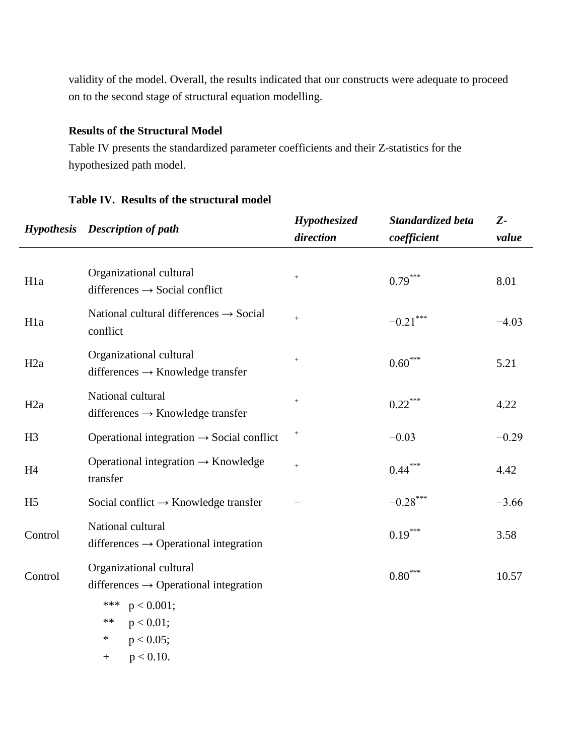validity of the model. Overall, the results indicated that our constructs were adequate to proceed on to the second stage of structural equation modelling.

**Results of the Structural Model**

Table IV presents the standardized parameter coefficients and their Z-statistics for the hypothesized path model.

**Table IV. Results of the structural model**

| *Hypothesis* | *Description of path* | *Hypothesized direction* | *Standardized beta coefficient* | *Z-value* |
|---|---|---|---|---|
| H1a | Organizational cultural differences → Social conflict | + | 0.79*** | 8.01 |
| H1a | National cultural differences → Social conflict | + | −0.21*** | −4.03 |
| H2a | Organizational cultural differences → Knowledge transfer | + | 0.60*** | 5.21 |
| H2a | National cultural differences → Knowledge transfer | + | 0.22*** | 4.22 |
| H3 | Operational integration → Social conflict | + | −0.03 | −0.29 |
| H4 | Operational integration → Knowledge transfer | + | 0.44*** | 4.42 |
| H5 | Social conflict → Knowledge transfer | − | −0.28*** | −3.66 |
| Control | National cultural differences → Operational integration | | 0.19*** | 3.58 |
| Control | Organizational cultural differences → Operational integration | | 0.80*** | 10.57 |

*** $p < 0.001$;
** $p < 0.01$;
* $p < 0.05$;
+ $p < 0.10$.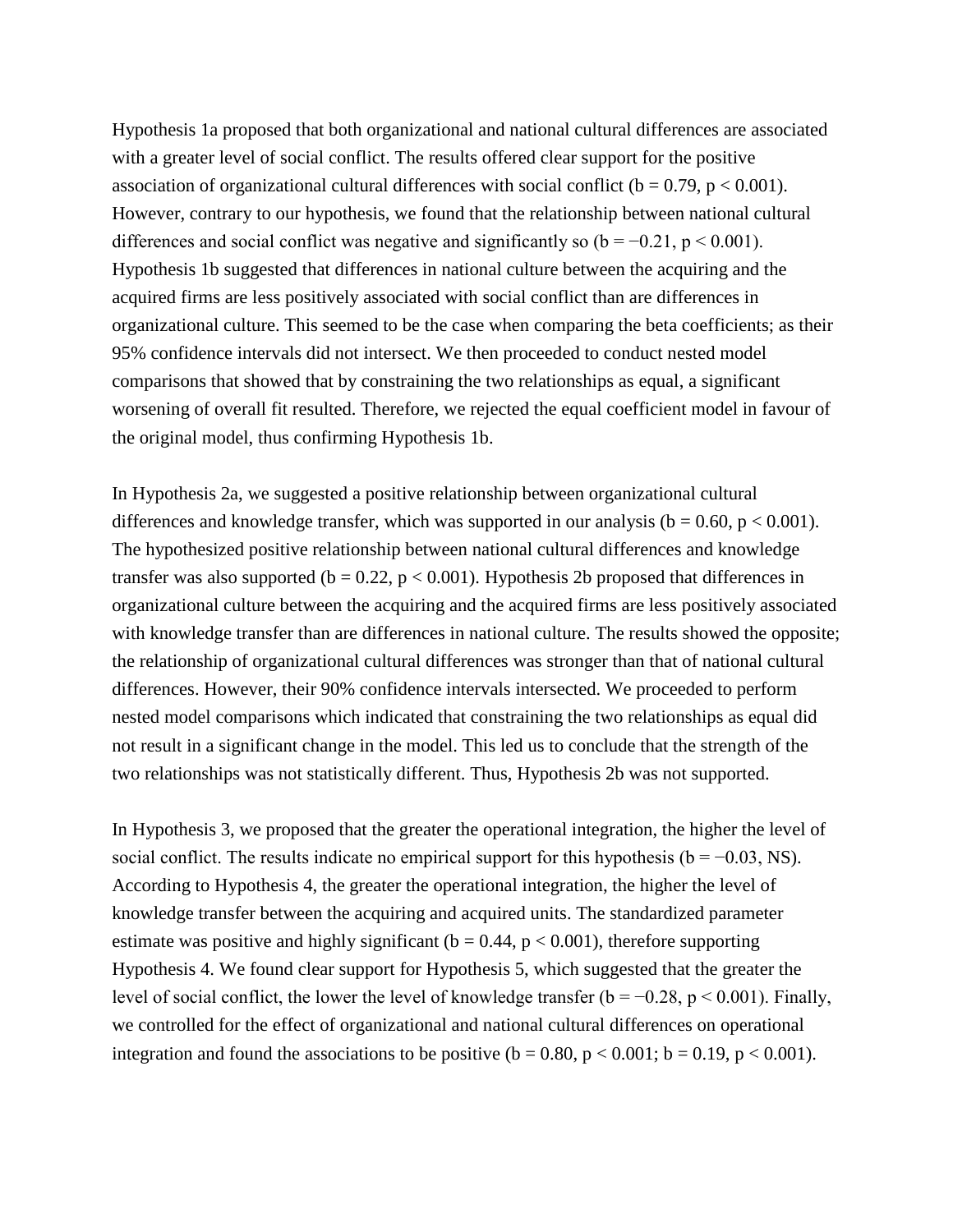Hypothesis 1a proposed that both organizational and national cultural differences are associated with a greater level of social conflict. The results offered clear support for the positive association of organizational cultural differences with social conflict ($b = 0.79$, $p < 0.001$). However, contrary to our hypothesis, we found that the relationship between national cultural differences and social conflict was negative and significantly so ($b = -0.21$, $p < 0.001$). Hypothesis 1b suggested that differences in national culture between the acquiring and the acquired firms are less positively associated with social conflict than are differences in organizational culture. This seemed to be the case when comparing the beta coefficients; as their 95% confidence intervals did not intersect. We then proceeded to conduct nested model comparisons that showed that by constraining the two relationships as equal, a significant worsening of overall fit resulted. Therefore, we rejected the equal coefficient model in favour of the original model, thus confirming Hypothesis 1b.

In Hypothesis 2a, we suggested a positive relationship between organizational cultural differences and knowledge transfer, which was supported in our analysis ($b = 0.60$, $p < 0.001$). The hypothesized positive relationship between national cultural differences and knowledge transfer was also supported ($b = 0.22$, $p < 0.001$). Hypothesis 2b proposed that differences in organizational culture between the acquiring and the acquired firms are less positively associated with knowledge transfer than are differences in national culture. The results showed the opposite; the relationship of organizational cultural differences was stronger than that of national cultural differences. However, their 90% confidence intervals intersected. We proceeded to perform nested model comparisons which indicated that constraining the two relationships as equal did not result in a significant change in the model. This led us to conclude that the strength of the two relationships was not statistically different. Thus, Hypothesis 2b was not supported.

In Hypothesis 3, we proposed that the greater the operational integration, the higher the level of social conflict. The results indicate no empirical support for this hypothesis ($b = -0.03$, NS). According to Hypothesis 4, the greater the operational integration, the higher the level of knowledge transfer between the acquiring and acquired units. The standardized parameter estimate was positive and highly significant ($b = 0.44$, $p < 0.001$), therefore supporting Hypothesis 4. We found clear support for Hypothesis 5, which suggested that the greater the level of social conflict, the lower the level of knowledge transfer ($b = -0.28$, $p < 0.001$). Finally, we controlled for the effect of organizational and national cultural differences on operational integration and found the associations to be positive ($b = 0.80$, $p < 0.001$; $b = 0.19$, $p < 0.001$).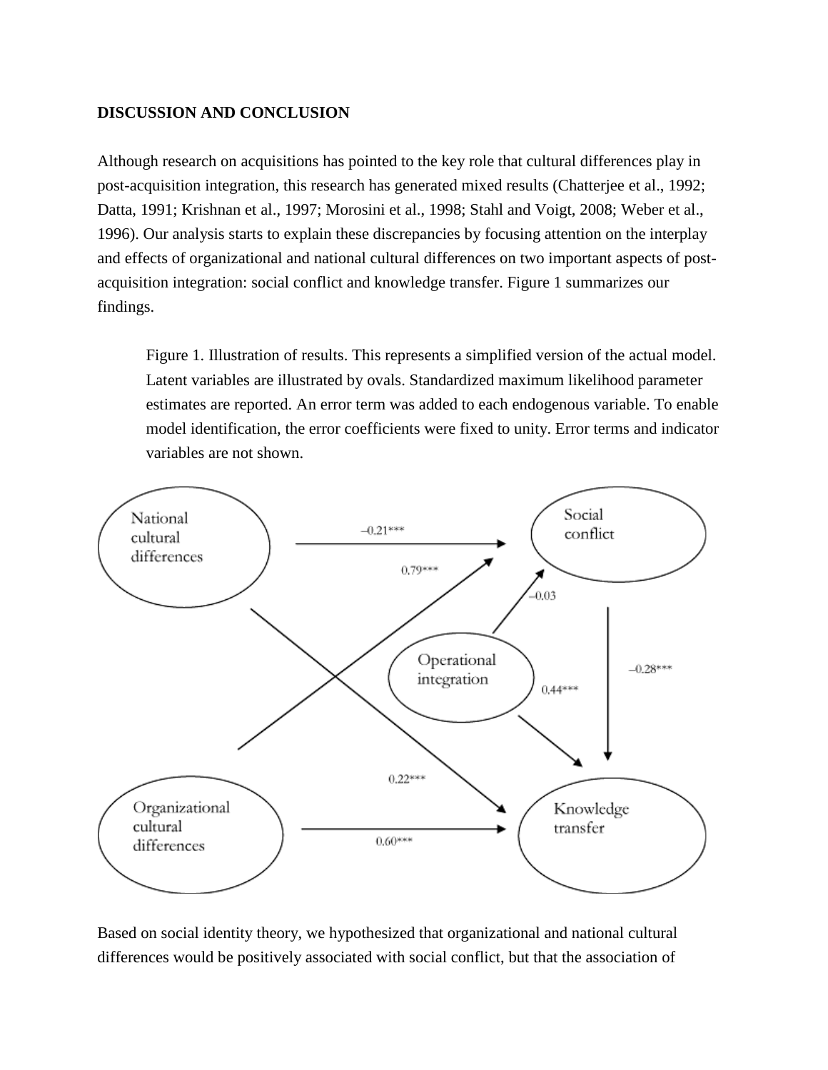## DISCUSSION AND CONCLUSION

Although research on acquisitions has pointed to the key role that cultural differences play in post-acquisition integration, this research has generated mixed results (Chatterjee et al., 1992; Datta, 1991; Krishnan et al., 1997; Morosini et al., 1998; Stahl and Voigt, 2008; Weber et al., 1996). Our analysis starts to explain these discrepancies by focusing attention on the interplay and effects of organizational and national cultural differences on two important aspects of post-acquisition integration: social conflict and knowledge transfer. Figure 1 summarizes our findings.

Figure 1. Illustration of results. This represents a simplified version of the actual model. Latent variables are illustrated by ovals. Standardized maximum likelihood parameter estimates are reported. An error term was added to each endogenous variable. To enable model identification, the error coefficients were fixed to unity. Error terms and indicator variables are not shown.

Based on social identity theory, we hypothesized that organizational and national cultural differences would be positively associated with social conflict, but that the association of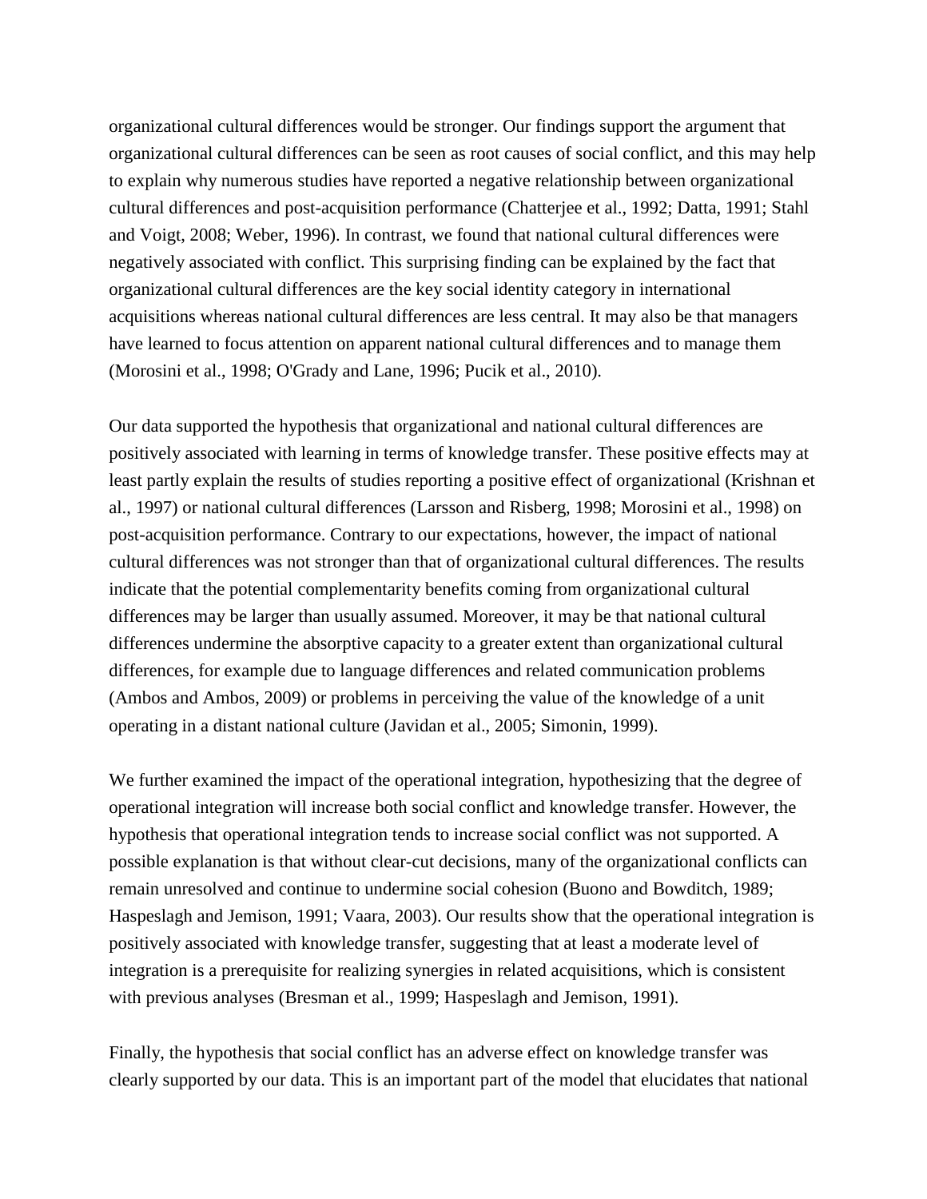organizational cultural differences would be stronger. Our findings support the argument that organizational cultural differences can be seen as root causes of social conflict, and this may help to explain why numerous studies have reported a negative relationship between organizational cultural differences and post-acquisition performance (Chatterjee et al., 1992; Datta, 1991; Stahl and Voigt, 2008; Weber, 1996). In contrast, we found that national cultural differences were negatively associated with conflict. This surprising finding can be explained by the fact that organizational cultural differences are the key social identity category in international acquisitions whereas national cultural differences are less central. It may also be that managers have learned to focus attention on apparent national cultural differences and to manage them (Morosini et al., 1998; O'Grady and Lane, 1996; Pucik et al., 2010).

Our data supported the hypothesis that organizational and national cultural differences are positively associated with learning in terms of knowledge transfer. These positive effects may at least partly explain the results of studies reporting a positive effect of organizational (Krishnan et al., 1997) or national cultural differences (Larsson and Risberg, 1998; Morosini et al., 1998) on post-acquisition performance. Contrary to our expectations, however, the impact of national cultural differences was not stronger than that of organizational cultural differences. The results indicate that the potential complementarity benefits coming from organizational cultural differences may be larger than usually assumed. Moreover, it may be that national cultural differences undermine the absorptive capacity to a greater extent than organizational cultural differences, for example due to language differences and related communication problems (Ambos and Ambos, 2009) or problems in perceiving the value of the knowledge of a unit operating in a distant national culture (Javidan et al., 2005; Simonin, 1999).

We further examined the impact of the operational integration, hypothesizing that the degree of operational integration will increase both social conflict and knowledge transfer. However, the hypothesis that operational integration tends to increase social conflict was not supported. A possible explanation is that without clear-cut decisions, many of the organizational conflicts can remain unresolved and continue to undermine social cohesion (Buono and Bowditch, 1989; Haspeslagh and Jemison, 1991; Vaara, 2003). Our results show that the operational integration is positively associated with knowledge transfer, suggesting that at least a moderate level of integration is a prerequisite for realizing synergies in related acquisitions, which is consistent with previous analyses (Bresman et al., 1999; Haspeslagh and Jemison, 1991).

Finally, the hypothesis that social conflict has an adverse effect on knowledge transfer was clearly supported by our data. This is an important part of the model that elucidates that national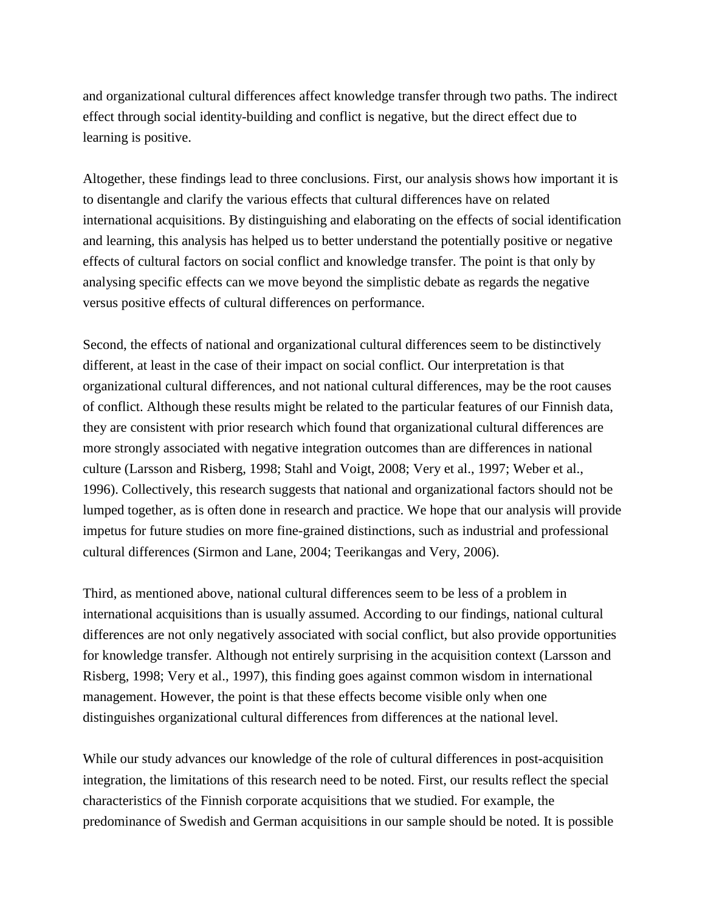and organizational cultural differences affect knowledge transfer through two paths. The indirect effect through social identity-building and conflict is negative, but the direct effect due to learning is positive.

Altogether, these findings lead to three conclusions. First, our analysis shows how important it is to disentangle and clarify the various effects that cultural differences have on related international acquisitions. By distinguishing and elaborating on the effects of social identification and learning, this analysis has helped us to better understand the potentially positive or negative effects of cultural factors on social conflict and knowledge transfer. The point is that only by analysing specific effects can we move beyond the simplistic debate as regards the negative versus positive effects of cultural differences on performance.

Second, the effects of national and organizational cultural differences seem to be distinctively different, at least in the case of their impact on social conflict. Our interpretation is that organizational cultural differences, and not national cultural differences, may be the root causes of conflict. Although these results might be related to the particular features of our Finnish data, they are consistent with prior research which found that organizational cultural differences are more strongly associated with negative integration outcomes than are differences in national culture (Larsson and Risberg, 1998; Stahl and Voigt, 2008; Very et al., 1997; Weber et al., 1996). Collectively, this research suggests that national and organizational factors should not be lumped together, as is often done in research and practice. We hope that our analysis will provide impetus for future studies on more fine-grained distinctions, such as industrial and professional cultural differences (Sirmon and Lane, 2004; Teerikangas and Very, 2006).

Third, as mentioned above, national cultural differences seem to be less of a problem in international acquisitions than is usually assumed. According to our findings, national cultural differences are not only negatively associated with social conflict, but also provide opportunities for knowledge transfer. Although not entirely surprising in the acquisition context (Larsson and Risberg, 1998; Very et al., 1997), this finding goes against common wisdom in international management. However, the point is that these effects become visible only when one distinguishes organizational cultural differences from differences at the national level.

While our study advances our knowledge of the role of cultural differences in post-acquisition integration, the limitations of this research need to be noted. First, our results reflect the special characteristics of the Finnish corporate acquisitions that we studied. For example, the predominance of Swedish and German acquisitions in our sample should be noted. It is possible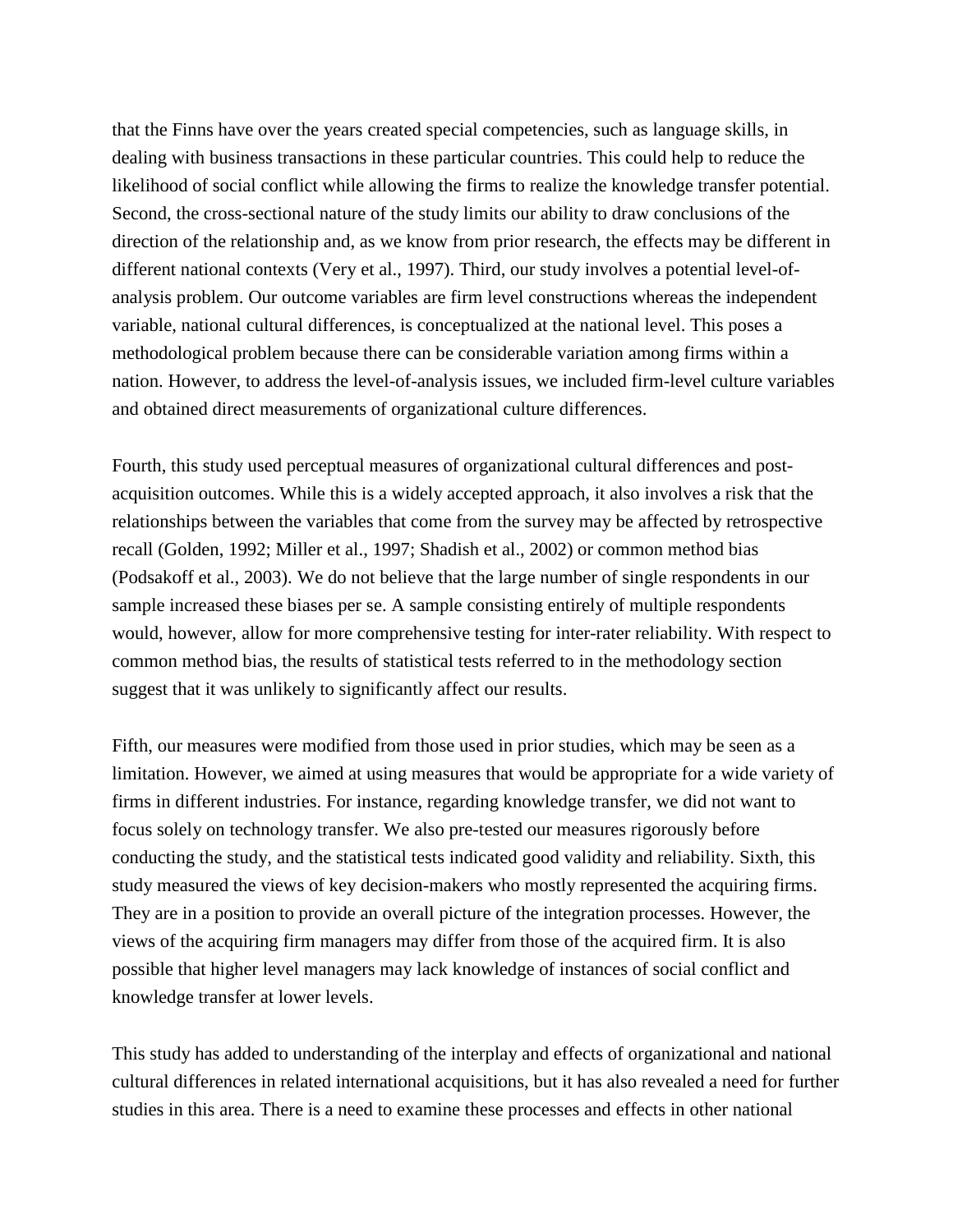that the Finns have over the years created special competencies, such as language skills, in dealing with business transactions in these particular countries. This could help to reduce the likelihood of social conflict while allowing the firms to realize the knowledge transfer potential. Second, the cross-sectional nature of the study limits our ability to draw conclusions of the direction of the relationship and, as we know from prior research, the effects may be different in different national contexts (Very et al., 1997). Third, our study involves a potential level-of-analysis problem. Our outcome variables are firm level constructions whereas the independent variable, national cultural differences, is conceptualized at the national level. This poses a methodological problem because there can be considerable variation among firms within a nation. However, to address the level-of-analysis issues, we included firm-level culture variables and obtained direct measurements of organizational culture differences.

Fourth, this study used perceptual measures of organizational cultural differences and post-acquisition outcomes. While this is a widely accepted approach, it also involves a risk that the relationships between the variables that come from the survey may be affected by retrospective recall (Golden, 1992; Miller et al., 1997; Shadish et al., 2002) or common method bias (Podsakoff et al., 2003). We do not believe that the large number of single respondents in our sample increased these biases per se. A sample consisting entirely of multiple respondents would, however, allow for more comprehensive testing for inter-rater reliability. With respect to common method bias, the results of statistical tests referred to in the methodology section suggest that it was unlikely to significantly affect our results.

Fifth, our measures were modified from those used in prior studies, which may be seen as a limitation. However, we aimed at using measures that would be appropriate for a wide variety of firms in different industries. For instance, regarding knowledge transfer, we did not want to focus solely on technology transfer. We also pre-tested our measures rigorously before conducting the study, and the statistical tests indicated good validity and reliability. Sixth, this study measured the views of key decision-makers who mostly represented the acquiring firms. They are in a position to provide an overall picture of the integration processes. However, the views of the acquiring firm managers may differ from those of the acquired firm. It is also possible that higher level managers may lack knowledge of instances of social conflict and knowledge transfer at lower levels.

This study has added to understanding of the interplay and effects of organizational and national cultural differences in related international acquisitions, but it has also revealed a need for further studies in this area. There is a need to examine these processes and effects in other national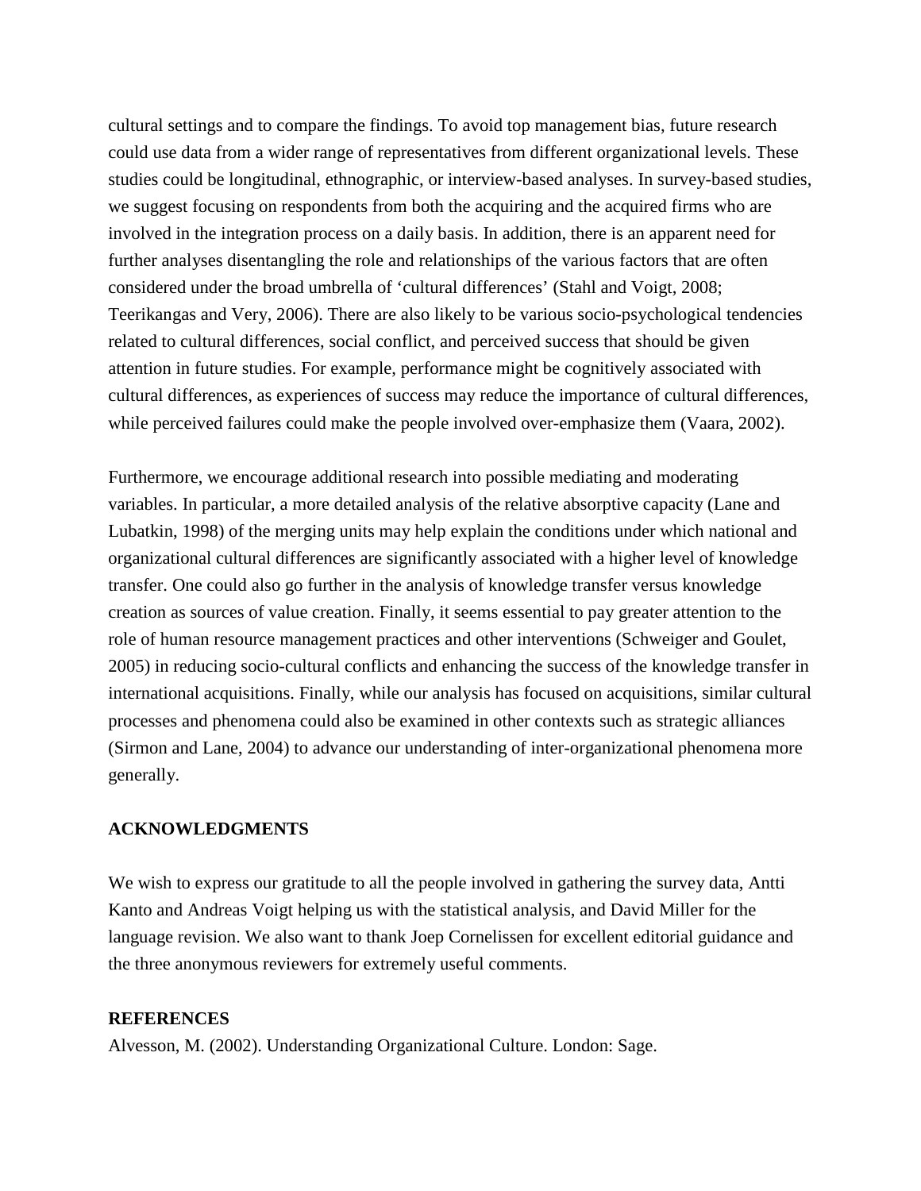cultural settings and to compare the findings. To avoid top management bias, future research could use data from a wider range of representatives from different organizational levels. These studies could be longitudinal, ethnographic, or interview-based analyses. In survey-based studies, we suggest focusing on respondents from both the acquiring and the acquired firms who are involved in the integration process on a daily basis. In addition, there is an apparent need for further analyses disentangling the role and relationships of the various factors that are often considered under the broad umbrella of 'cultural differences' (Stahl and Voigt, 2008; Teerikangas and Very, 2006). There are also likely to be various socio-psychological tendencies related to cultural differences, social conflict, and perceived success that should be given attention in future studies. For example, performance might be cognitively associated with cultural differences, as experiences of success may reduce the importance of cultural differences, while perceived failures could make the people involved over-emphasize them (Vaara, 2002).

Furthermore, we encourage additional research into possible mediating and moderating variables. In particular, a more detailed analysis of the relative absorptive capacity (Lane and Lubatkin, 1998) of the merging units may help explain the conditions under which national and organizational cultural differences are significantly associated with a higher level of knowledge transfer. One could also go further in the analysis of knowledge transfer versus knowledge creation as sources of value creation. Finally, it seems essential to pay greater attention to the role of human resource management practices and other interventions (Schweiger and Goulet, 2005) in reducing socio-cultural conflicts and enhancing the success of the knowledge transfer in international acquisitions. Finally, while our analysis has focused on acquisitions, similar cultural processes and phenomena could also be examined in other contexts such as strategic alliances (Sirmon and Lane, 2004) to advance our understanding of inter-organizational phenomena more generally.

## ACKNOWLEDGMENTS

We wish to express our gratitude to all the people involved in gathering the survey data, Antti Kanto and Andreas Voigt helping us with the statistical analysis, and David Miller for the language revision. We also want to thank Joep Cornelissen for excellent editorial guidance and the three anonymous reviewers for extremely useful comments.

## REFERENCES

Alvesson, M. (2002). Understanding Organizational Culture. London: Sage.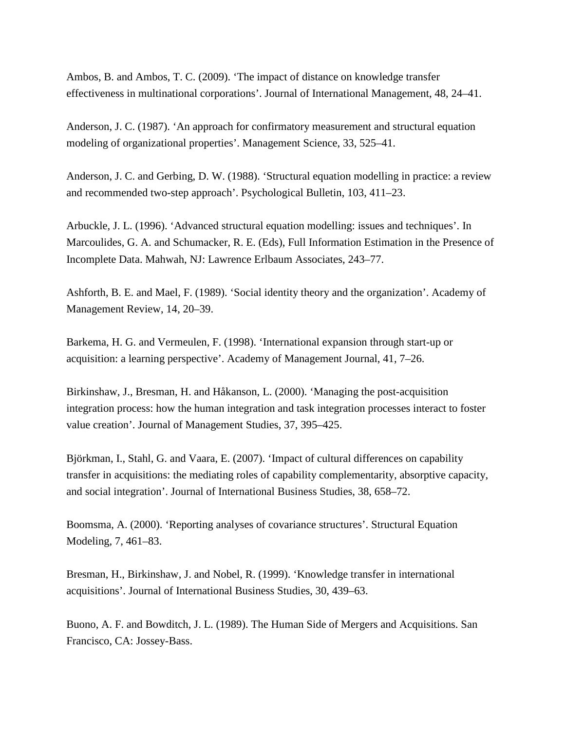Ambos, B. and Ambos, T. C. (2009). ‘The impact of distance on knowledge transfer effectiveness in multinational corporations’. Journal of International Management, 48, 24–41.

Anderson, J. C. (1987). ‘An approach for confirmatory measurement and structural equation modeling of organizational properties’. Management Science, 33, 525–41.

Anderson, J. C. and Gerbing, D. W. (1988). ‘Structural equation modelling in practice: a review and recommended two-step approach’. Psychological Bulletin, 103, 411–23.

Arbuckle, J. L. (1996). ‘Advanced structural equation modelling: issues and techniques’. In Marcoulides, G. A. and Schumacker, R. E. (Eds), Full Information Estimation in the Presence of Incomplete Data. Mahwah, NJ: Lawrence Erlbaum Associates, 243–77.

Ashforth, B. E. and Mael, F. (1989). ‘Social identity theory and the organization’. Academy of Management Review, 14, 20–39.

Barkema, H. G. and Vermeulen, F. (1998). ‘International expansion through start-up or acquisition: a learning perspective’. Academy of Management Journal, 41, 7–26.

Birkinshaw, J., Bresman, H. and Håkanson, L. (2000). ‘Managing the post-acquisition integration process: how the human integration and task integration processes interact to foster value creation’. Journal of Management Studies, 37, 395–425.

Björkman, I., Stahl, G. and Vaara, E. (2007). ‘Impact of cultural differences on capability transfer in acquisitions: the mediating roles of capability complementarity, absorptive capacity, and social integration’. Journal of International Business Studies, 38, 658–72.

Boomsma, A. (2000). ‘Reporting analyses of covariance structures’. Structural Equation Modeling, 7, 461–83.

Bresman, H., Birkinshaw, J. and Nobel, R. (1999). ‘Knowledge transfer in international acquisitions’. Journal of International Business Studies, 30, 439–63.

Buono, A. F. and Bowditch, J. L. (1989). The Human Side of Mergers and Acquisitions. San Francisco, CA: Jossey-Bass.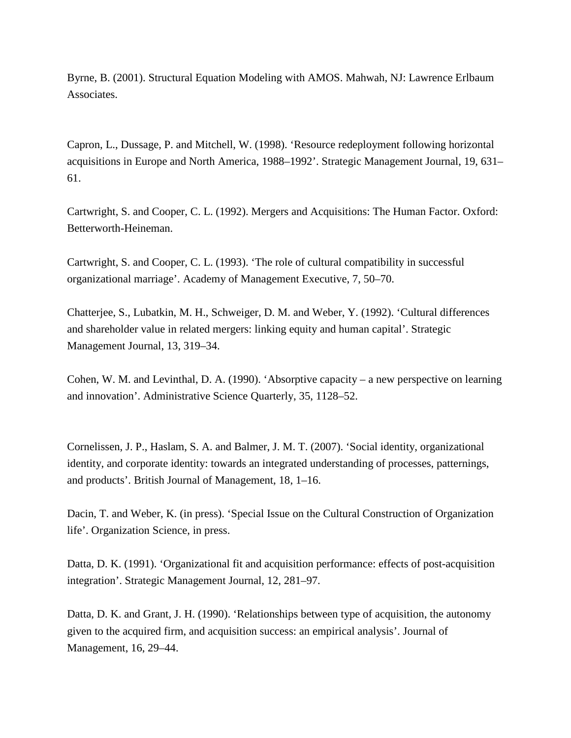Byrne, B. (2001). Structural Equation Modeling with AMOS. Mahwah, NJ: Lawrence Erlbaum Associates.

Capron, L., Dussage, P. and Mitchell, W. (1998). 'Resource redeployment following horizontal acquisitions in Europe and North America, 1988–1992'. Strategic Management Journal, 19, 631–61.

Cartwright, S. and Cooper, C. L. (1992). Mergers and Acquisitions: The Human Factor. Oxford: Betterworth-Heineman.

Cartwright, S. and Cooper, C. L. (1993). 'The role of cultural compatibility in successful organizational marriage'. Academy of Management Executive, 7, 50–70.

Chatterjee, S., Lubatkin, M. H., Schweiger, D. M. and Weber, Y. (1992). 'Cultural differences and shareholder value in related mergers: linking equity and human capital'. Strategic Management Journal, 13, 319–34.

Cohen, W. M. and Levinthal, D. A. (1990). 'Absorptive capacity – a new perspective on learning and innovation'. Administrative Science Quarterly, 35, 1128–52.

Cornelissen, J. P., Haslam, S. A. and Balmer, J. M. T. (2007). 'Social identity, organizational identity, and corporate identity: towards an integrated understanding of processes, patternings, and products'. British Journal of Management, 18, 1–16.

Dacin, T. and Weber, K. (in press). 'Special Issue on the Cultural Construction of Organization life'. Organization Science, in press.

Datta, D. K. (1991). 'Organizational fit and acquisition performance: effects of post-acquisition integration'. Strategic Management Journal, 12, 281–97.

Datta, D. K. and Grant, J. H. (1990). 'Relationships between type of acquisition, the autonomy given to the acquired firm, and acquisition success: an empirical analysis'. Journal of Management, 16, 29–44.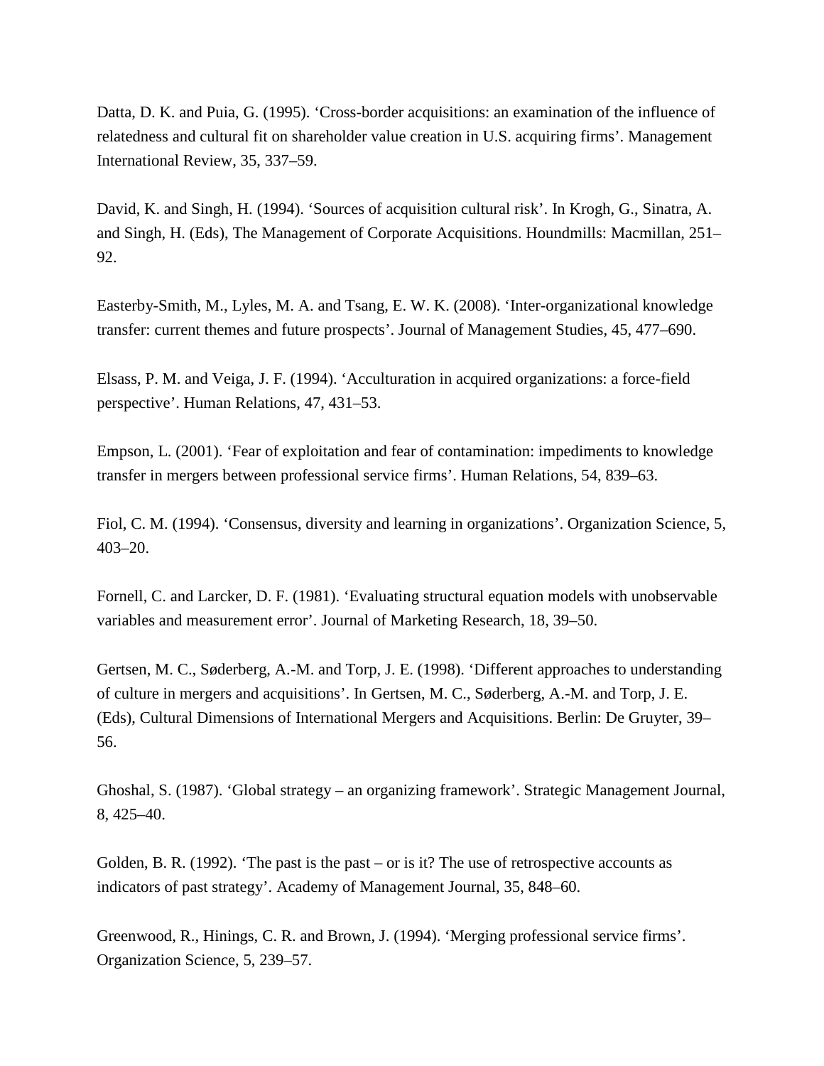Datta, D. K. and Puia, G. (1995). 'Cross-border acquisitions: an examination of the influence of relatedness and cultural fit on shareholder value creation in U.S. acquiring firms'. Management International Review, 35, 337–59.

David, K. and Singh, H. (1994). 'Sources of acquisition cultural risk'. In Krogh, G., Sinatra, A. and Singh, H. (Eds), The Management of Corporate Acquisitions. Houndmills: Macmillan, 251–92.

Easterby-Smith, M., Lyles, M. A. and Tsang, E. W. K. (2008). 'Inter-organizational knowledge transfer: current themes and future prospects'. Journal of Management Studies, 45, 477–690.

Elsass, P. M. and Veiga, J. F. (1994). 'Acculturation in acquired organizations: a force-field perspective'. Human Relations, 47, 431–53.

Empson, L. (2001). 'Fear of exploitation and fear of contamination: impediments to knowledge transfer in mergers between professional service firms'. Human Relations, 54, 839–63.

Fiol, C. M. (1994). 'Consensus, diversity and learning in organizations'. Organization Science, 5, 403–20.

Fornell, C. and Larcker, D. F. (1981). 'Evaluating structural equation models with unobservable variables and measurement error'. Journal of Marketing Research, 18, 39–50.

Gertsen, M. C., Søderberg, A.-M. and Torp, J. E. (1998). 'Different approaches to understanding of culture in mergers and acquisitions'. In Gertsen, M. C., Søderberg, A.-M. and Torp, J. E. (Eds), Cultural Dimensions of International Mergers and Acquisitions. Berlin: De Gruyter, 39–56.

Ghoshal, S. (1987). 'Global strategy – an organizing framework'. Strategic Management Journal, 8, 425–40.

Golden, B. R. (1992). 'The past is the past – or is it? The use of retrospective accounts as indicators of past strategy'. Academy of Management Journal, 35, 848–60.

Greenwood, R., Hinings, C. R. and Brown, J. (1994). 'Merging professional service firms'. Organization Science, 5, 239–57.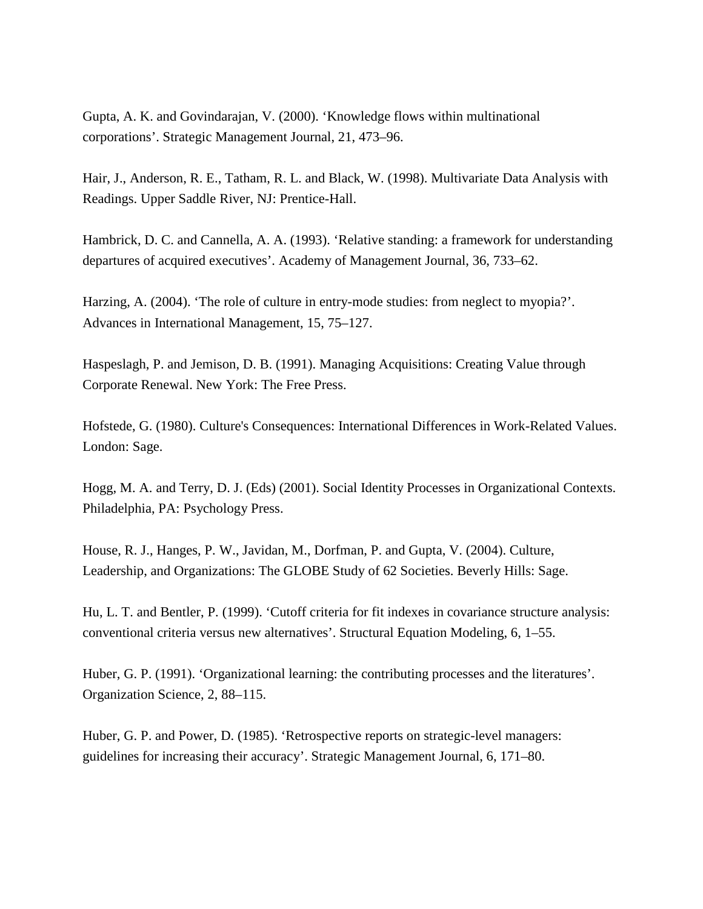Gupta, A. K. and Govindarajan, V. (2000). ‘Knowledge flows within multinational corporations’. Strategic Management Journal, 21, 473–96.

Hair, J., Anderson, R. E., Tatham, R. L. and Black, W. (1998). Multivariate Data Analysis with Readings. Upper Saddle River, NJ: Prentice-Hall.

Hambrick, D. C. and Cannella, A. A. (1993). ‘Relative standing: a framework for understanding departures of acquired executives’. Academy of Management Journal, 36, 733–62.

Harzing, A. (2004). ‘The role of culture in entry-mode studies: from neglect to myopia?’. Advances in International Management, 15, 75–127.

Haspeslagh, P. and Jemison, D. B. (1991). Managing Acquisitions: Creating Value through Corporate Renewal. New York: The Free Press.

Hofstede, G. (1980). Culture's Consequences: International Differences in Work-Related Values. London: Sage.

Hogg, M. A. and Terry, D. J. (Eds) (2001). Social Identity Processes in Organizational Contexts. Philadelphia, PA: Psychology Press.

House, R. J., Hanges, P. W., Javidan, M., Dorfman, P. and Gupta, V. (2004). Culture, Leadership, and Organizations: The GLOBE Study of 62 Societies. Beverly Hills: Sage.

Hu, L. T. and Bentler, P. (1999). ‘Cutoff criteria for fit indexes in covariance structure analysis: conventional criteria versus new alternatives’. Structural Equation Modeling, 6, 1–55.

Huber, G. P. (1991). ‘Organizational learning: the contributing processes and the literatures’. Organization Science, 2, 88–115.

Huber, G. P. and Power, D. (1985). ‘Retrospective reports on strategic-level managers: guidelines for increasing their accuracy’. Strategic Management Journal, 6, 171–80.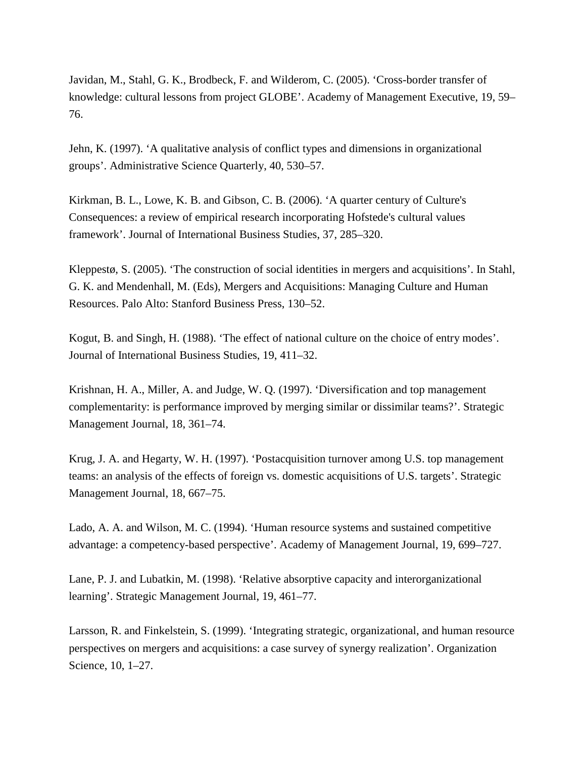Javidan, M., Stahl, G. K., Brodbeck, F. and Wilderom, C. (2005). ‘Cross-border transfer of knowledge: cultural lessons from project GLOBE’. Academy of Management Executive, 19, 59–76.

Jehn, K. (1997). ‘A qualitative analysis of conflict types and dimensions in organizational groups’. Administrative Science Quarterly, 40, 530–57.

Kirkman, B. L., Lowe, K. B. and Gibson, C. B. (2006). ‘A quarter century of Culture's Consequences: a review of empirical research incorporating Hofstede's cultural values framework’. Journal of International Business Studies, 37, 285–320.

Kleppestø, S. (2005). ‘The construction of social identities in mergers and acquisitions’. In Stahl, G. K. and Mendenhall, M. (Eds), Mergers and Acquisitions: Managing Culture and Human Resources. Palo Alto: Stanford Business Press, 130–52.

Kogut, B. and Singh, H. (1988). ‘The effect of national culture on the choice of entry modes’. Journal of International Business Studies, 19, 411–32.

Krishnan, H. A., Miller, A. and Judge, W. Q. (1997). ‘Diversification and top management complementarity: is performance improved by merging similar or dissimilar teams?’. Strategic Management Journal, 18, 361–74.

Krug, J. A. and Hegarty, W. H. (1997). ‘Postacquisition turnover among U.S. top management teams: an analysis of the effects of foreign vs. domestic acquisitions of U.S. targets’. Strategic Management Journal, 18, 667–75.

Lado, A. A. and Wilson, M. C. (1994). ‘Human resource systems and sustained competitive advantage: a competency-based perspective’. Academy of Management Journal, 19, 699–727.

Lane, P. J. and Lubatkin, M. (1998). ‘Relative absorptive capacity and interorganizational learning’. Strategic Management Journal, 19, 461–77.

Larsson, R. and Finkelstein, S. (1999). ‘Integrating strategic, organizational, and human resource perspectives on mergers and acquisitions: a case survey of synergy realization’. Organization Science, 10, 1–27.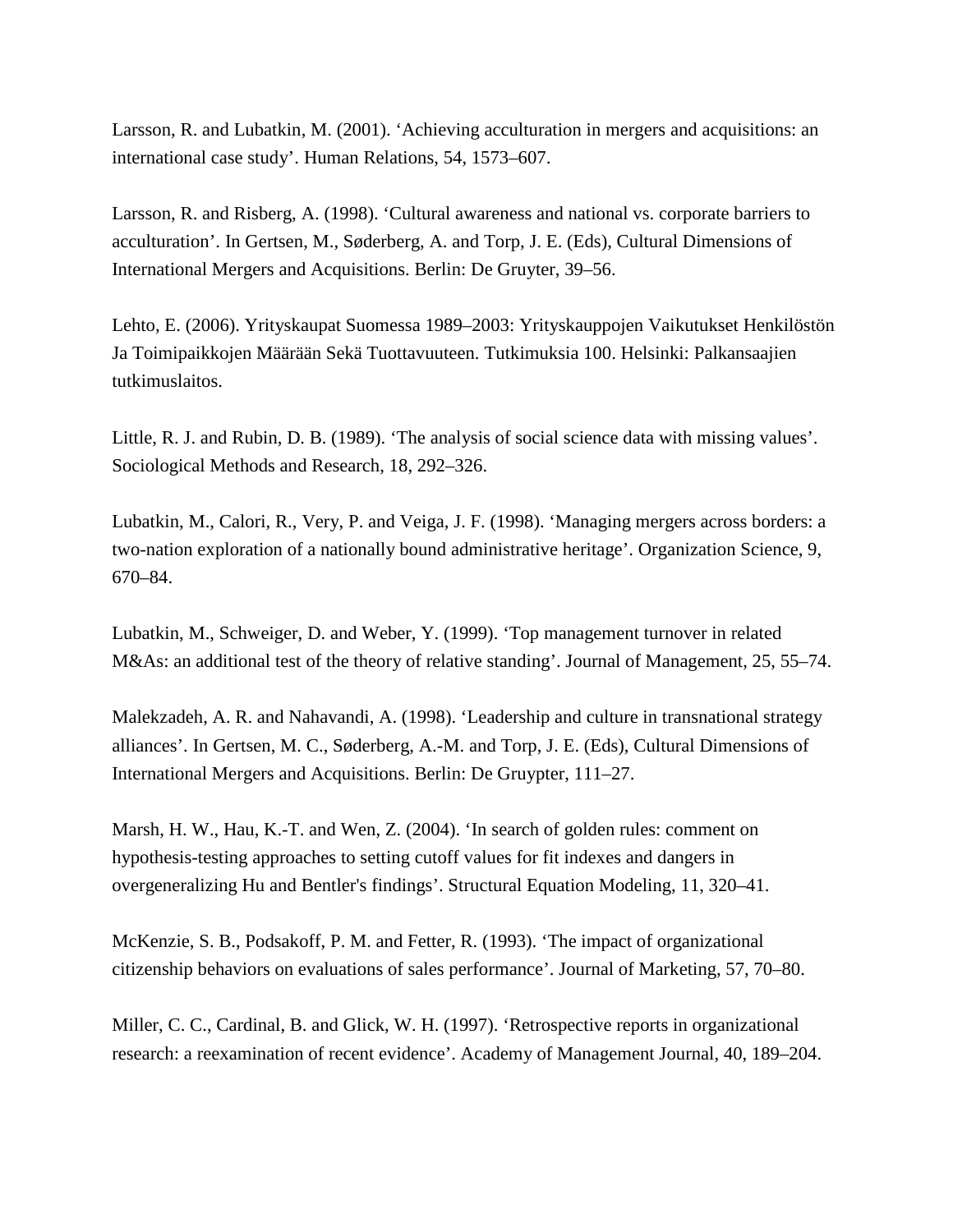Larsson, R. and Lubatkin, M. (2001). ‘Achieving acculturation in mergers and acquisitions: an international case study’. Human Relations, 54, 1573–607.

Larsson, R. and Risberg, A. (1998). ‘Cultural awareness and national vs. corporate barriers to acculturation’. In Gertsen, M., Søderberg, A. and Torp, J. E. (Eds), Cultural Dimensions of International Mergers and Acquisitions. Berlin: De Gruyter, 39–56.

Lehto, E. (2006). Yrityskaupat Suomessa 1989–2003: Yrityskauppojen Vaikutukset Henkilöstön Ja Toimipaikkojen Määrään Sekä Tuottavuuteen. Tutkimuksia 100. Helsinki: Palkansaajien tutkimuslaitos.

Little, R. J. and Rubin, D. B. (1989). ‘The analysis of social science data with missing values’. Sociological Methods and Research, 18, 292–326.

Lubatkin, M., Calori, R., Very, P. and Veiga, J. F. (1998). ‘Managing mergers across borders: a two-nation exploration of a nationally bound administrative heritage’. Organization Science, 9, 670–84.

Lubatkin, M., Schweiger, D. and Weber, Y. (1999). ‘Top management turnover in related M&As: an additional test of the theory of relative standing’. Journal of Management, 25, 55–74.

Malekzadeh, A. R. and Nahavandi, A. (1998). ‘Leadership and culture in transnational strategy alliances’. In Gertsen, M. C., Søderberg, A.-M. and Torp, J. E. (Eds), Cultural Dimensions of International Mergers and Acquisitions. Berlin: De Gruypter, 111–27.

Marsh, H. W., Hau, K.-T. and Wen, Z. (2004). ‘In search of golden rules: comment on hypothesis-testing approaches to setting cutoff values for fit indexes and dangers in overgeneralizing Hu and Bentler's findings’. Structural Equation Modeling, 11, 320–41.

McKenzie, S. B., Podsakoff, P. M. and Fetter, R. (1993). ‘The impact of organizational citizenship behaviors on evaluations of sales performance’. Journal of Marketing, 57, 70–80.

Miller, C. C., Cardinal, B. and Glick, W. H. (1997). ‘Retrospective reports in organizational research: a reexamination of recent evidence’. Academy of Management Journal, 40, 189–204.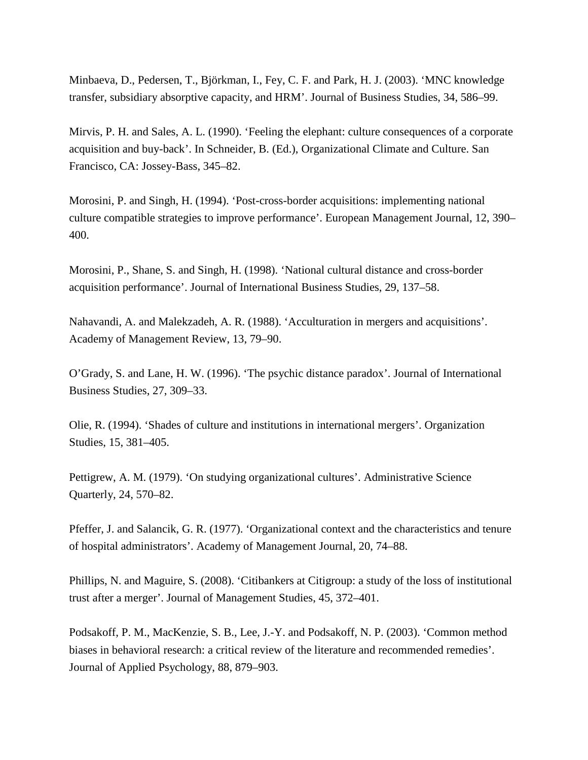Minbaeva, D., Pedersen, T., Björkman, I., Fey, C. F. and Park, H. J. (2003). ‘MNC knowledge transfer, subsidiary absorptive capacity, and HRM’. Journal of Business Studies, 34, 586–99.

Mirvis, P. H. and Sales, A. L. (1990). ‘Feeling the elephant: culture consequences of a corporate acquisition and buy-back’. In Schneider, B. (Ed.), Organizational Climate and Culture. San Francisco, CA: Jossey-Bass, 345–82.

Morosini, P. and Singh, H. (1994). ‘Post-cross-border acquisitions: implementing national culture compatible strategies to improve performance’. European Management Journal, 12, 390–400.

Morosini, P., Shane, S. and Singh, H. (1998). ‘National cultural distance and cross-border acquisition performance’. Journal of International Business Studies, 29, 137–58.

Nahavandi, A. and Malekzadeh, A. R. (1988). ‘Acculturation in mergers and acquisitions’. Academy of Management Review, 13, 79–90.

O’Grady, S. and Lane, H. W. (1996). ‘The psychic distance paradox’. Journal of International Business Studies, 27, 309–33.

Olie, R. (1994). ‘Shades of culture and institutions in international mergers’. Organization Studies, 15, 381–405.

Pettigrew, A. M. (1979). ‘On studying organizational cultures’. Administrative Science Quarterly, 24, 570–82.

Pfeffer, J. and Salancik, G. R. (1977). ‘Organizational context and the characteristics and tenure of hospital administrators’. Academy of Management Journal, 20, 74–88.

Phillips, N. and Maguire, S. (2008). ‘Citibankers at Citigroup: a study of the loss of institutional trust after a merger’. Journal of Management Studies, 45, 372–401.

Podsakoff, P. M., MacKenzie, S. B., Lee, J.-Y. and Podsakoff, N. P. (2003). ‘Common method biases in behavioral research: a critical review of the literature and recommended remedies’. Journal of Applied Psychology, 88, 879–903.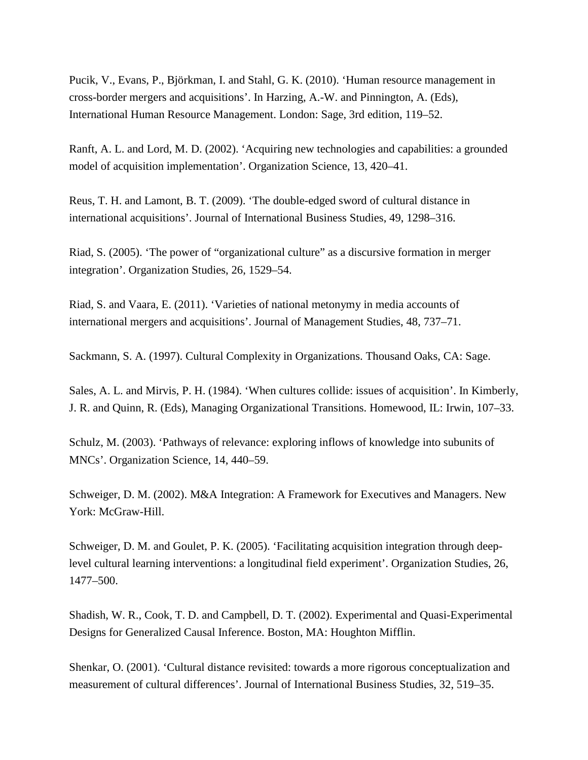Pucik, V., Evans, P., Björkman, I. and Stahl, G. K. (2010). ‘Human resource management in cross-border mergers and acquisitions’. In Harzing, A.-W. and Pinnington, A. (Eds), International Human Resource Management. London: Sage, 3rd edition, 119–52.

Ranft, A. L. and Lord, M. D. (2002). ‘Acquiring new technologies and capabilities: a grounded model of acquisition implementation’. Organization Science, 13, 420–41.

Reus, T. H. and Lamont, B. T. (2009). ‘The double-edged sword of cultural distance in international acquisitions’. Journal of International Business Studies, 49, 1298–316.

Riad, S. (2005). ‘The power of “organizational culture” as a discursive formation in merger integration’. Organization Studies, 26, 1529–54.

Riad, S. and Vaara, E. (2011). ‘Varieties of national metonymy in media accounts of international mergers and acquisitions’. Journal of Management Studies, 48, 737–71.

Sackmann, S. A. (1997). Cultural Complexity in Organizations. Thousand Oaks, CA: Sage.

Sales, A. L. and Mirvis, P. H. (1984). ‘When cultures collide: issues of acquisition’. In Kimberly, J. R. and Quinn, R. (Eds), Managing Organizational Transitions. Homewood, IL: Irwin, 107–33.

Schulz, M. (2003). ‘Pathways of relevance: exploring inflows of knowledge into subunits of MNCs’. Organization Science, 14, 440–59.

Schweiger, D. M. (2002). M&A Integration: A Framework for Executives and Managers. New York: McGraw-Hill.

Schweiger, D. M. and Goulet, P. K. (2005). ‘Facilitating acquisition integration through deep-level cultural learning interventions: a longitudinal field experiment’. Organization Studies, 26, 1477–500.

Shadish, W. R., Cook, T. D. and Campbell, D. T. (2002). Experimental and Quasi-Experimental Designs for Generalized Causal Inference. Boston, MA: Houghton Mifflin.

Shenkar, O. (2001). ‘Cultural distance revisited: towards a more rigorous conceptualization and measurement of cultural differences’. Journal of International Business Studies, 32, 519–35.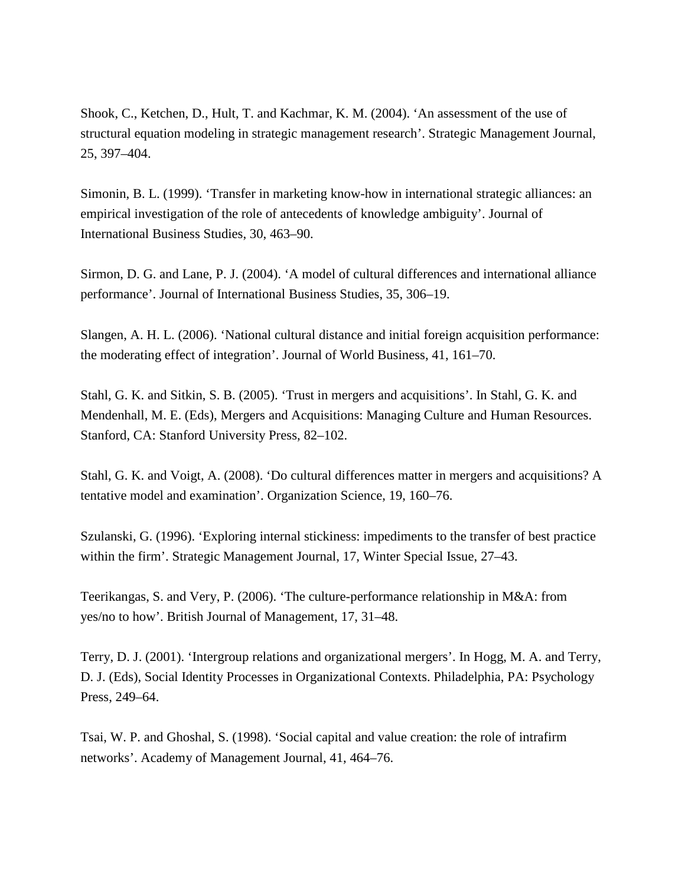Shook, C., Ketchen, D., Hult, T. and Kachmar, K. M. (2004). 'An assessment of the use of structural equation modeling in strategic management research'. Strategic Management Journal, 25, 397–404.

Simonin, B. L. (1999). 'Transfer in marketing know-how in international strategic alliances: an empirical investigation of the role of antecedents of knowledge ambiguity'. Journal of International Business Studies, 30, 463–90.

Sirmon, D. G. and Lane, P. J. (2004). 'A model of cultural differences and international alliance performance'. Journal of International Business Studies, 35, 306–19.

Slangen, A. H. L. (2006). 'National cultural distance and initial foreign acquisition performance: the moderating effect of integration'. Journal of World Business, 41, 161–70.

Stahl, G. K. and Sitkin, S. B. (2005). 'Trust in mergers and acquisitions'. In Stahl, G. K. and Mendenhall, M. E. (Eds), Mergers and Acquisitions: Managing Culture and Human Resources. Stanford, CA: Stanford University Press, 82–102.

Stahl, G. K. and Voigt, A. (2008). 'Do cultural differences matter in mergers and acquisitions? A tentative model and examination'. Organization Science, 19, 160–76.

Szulanski, G. (1996). 'Exploring internal stickiness: impediments to the transfer of best practice within the firm'. Strategic Management Journal, 17, Winter Special Issue, 27–43.

Teerikangas, S. and Very, P. (2006). 'The culture-performance relationship in M&A: from yes/no to how'. British Journal of Management, 17, 31–48.

Terry, D. J. (2001). 'Intergroup relations and organizational mergers'. In Hogg, M. A. and Terry, D. J. (Eds), Social Identity Processes in Organizational Contexts. Philadelphia, PA: Psychology Press, 249–64.

Tsai, W. P. and Ghoshal, S. (1998). 'Social capital and value creation: the role of intrafirm networks'. Academy of Management Journal, 41, 464–76.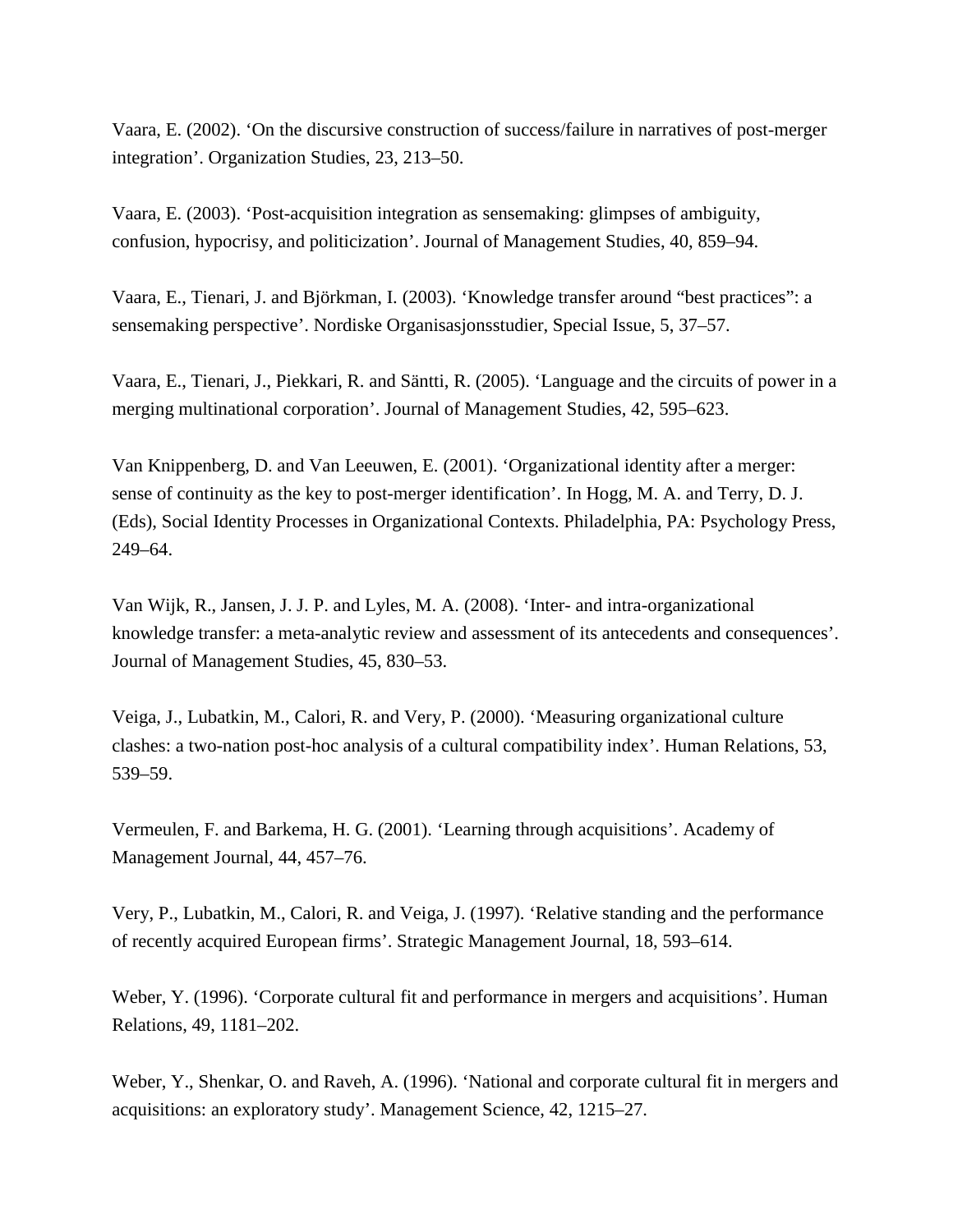Vaara, E. (2002). ‘On the discursive construction of success/failure in narratives of post-merger integration’. Organization Studies, 23, 213–50.

Vaara, E. (2003). ‘Post-acquisition integration as sensemaking: glimpses of ambiguity, confusion, hypocrisy, and politicization’. Journal of Management Studies, 40, 859–94.

Vaara, E., Tienari, J. and Björkman, I. (2003). ‘Knowledge transfer around “best practices”: a sensemaking perspective’. Nordiske Organisasjonsstudier, Special Issue, 5, 37–57.

Vaara, E., Tienari, J., Piekkari, R. and Säntti, R. (2005). ‘Language and the circuits of power in a merging multinational corporation’. Journal of Management Studies, 42, 595–623.

Van Knippenberg, D. and Van Leeuwen, E. (2001). ‘Organizational identity after a merger: sense of continuity as the key to post-merger identification’. In Hogg, M. A. and Terry, D. J. (Eds), Social Identity Processes in Organizational Contexts. Philadelphia, PA: Psychology Press, 249–64.

Van Wijk, R., Jansen, J. J. P. and Lyles, M. A. (2008). ‘Inter- and intra-organizational knowledge transfer: a meta-analytic review and assessment of its antecedents and consequences’. Journal of Management Studies, 45, 830–53.

Veiga, J., Lubatkin, M., Calori, R. and Very, P. (2000). ‘Measuring organizational culture clashes: a two-nation post-hoc analysis of a cultural compatibility index’. Human Relations, 53, 539–59.

Vermeulen, F. and Barkema, H. G. (2001). ‘Learning through acquisitions’. Academy of Management Journal, 44, 457–76.

Very, P., Lubatkin, M., Calori, R. and Veiga, J. (1997). ‘Relative standing and the performance of recently acquired European firms’. Strategic Management Journal, 18, 593–614.

Weber, Y. (1996). ‘Corporate cultural fit and performance in mergers and acquisitions’. Human Relations, 49, 1181–202.

Weber, Y., Shenkar, O. and Raveh, A. (1996). ‘National and corporate cultural fit in mergers and acquisitions: an exploratory study’. Management Science, 42, 1215–27.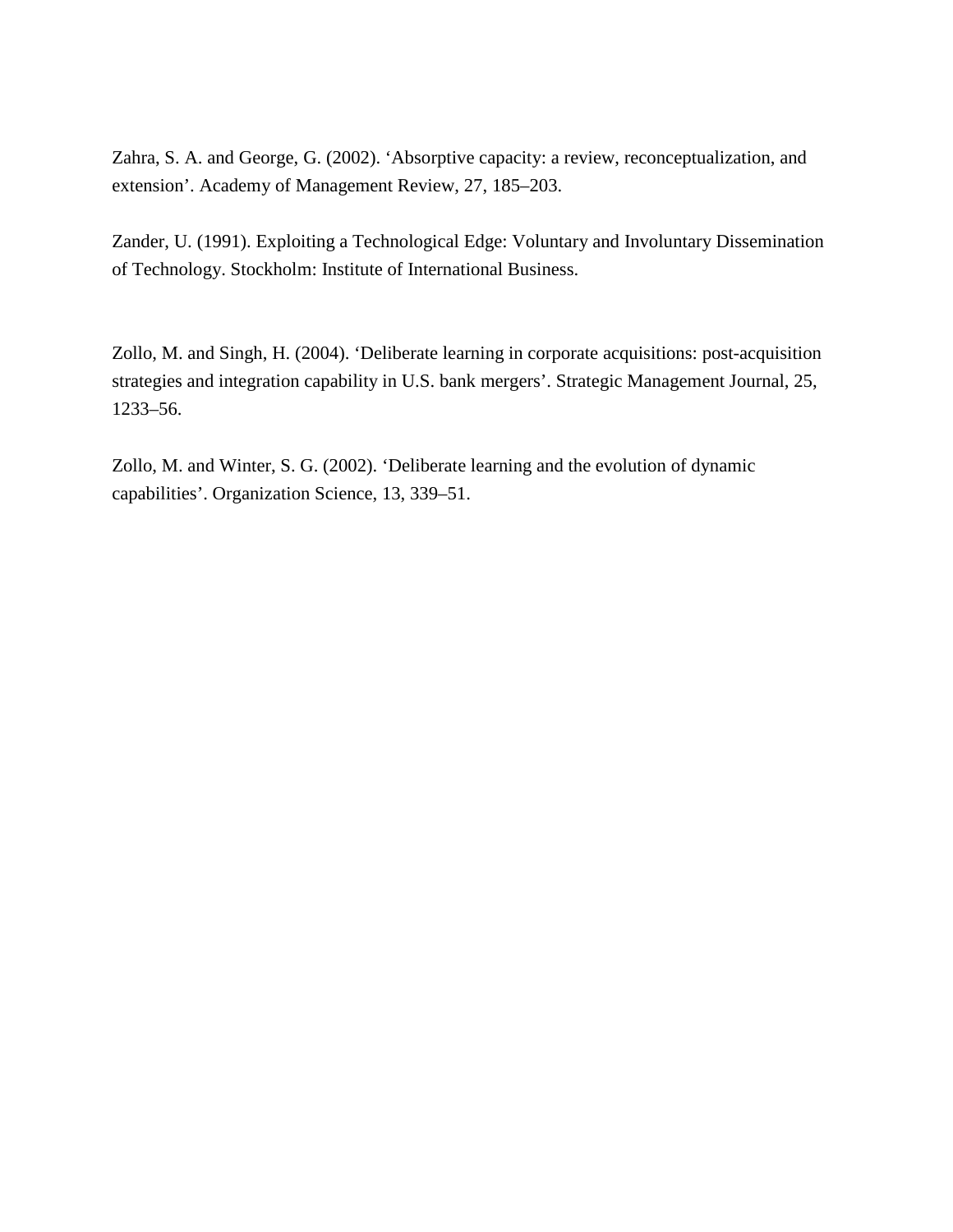Zahra, S. A. and George, G. (2002). ‘Absorptive capacity: a review, reconceptualization, and extension’. Academy of Management Review, 27, 185–203.

Zander, U. (1991). Exploiting a Technological Edge: Voluntary and Involuntary Dissemination of Technology. Stockholm: Institute of International Business.

Zollo, M. and Singh, H. (2004). ‘Deliberate learning in corporate acquisitions: post-acquisition strategies and integration capability in U.S. bank mergers’. Strategic Management Journal, 25, 1233–56.

Zollo, M. and Winter, S. G. (2002). ‘Deliberate learning and the evolution of dynamic capabilities’. Organization Science, 13, 339–51.